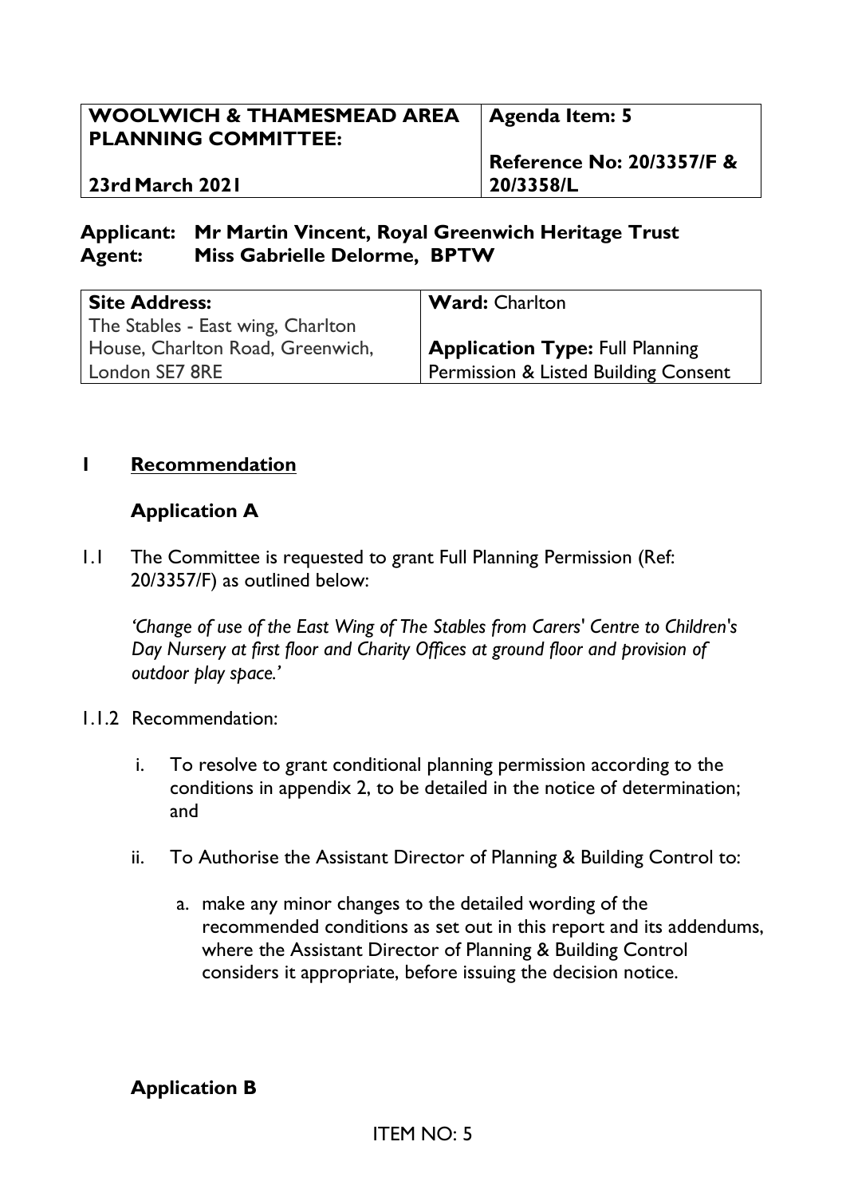| WOOLWICH & THAMESMEAD AREA PLANNING COMMITTEE: | Agenda Item: 5 |
|---|---|
| 23rd March 2021 | Reference No: 20/3357/F & 20/3358/L |

**Applicant:** **Mr Martin Vincent, Royal Greenwich Heritage Trust**
**Agent:** **Miss Gabrielle Delorme, BPTW**

| Site Address: | Ward: Charlton |
|---|---|
| The Stables - East wing, Charlton House, Charlton Road, Greenwich, London SE7 8RE | **Application Type:** Full Planning Permission & Listed Building Consent |

## 1 Recommendation

### Application A

1.1 The Committee is requested to grant Full Planning Permission (Ref: 20/3357/F) as outlined below:

*'Change of use of the East Wing of The Stables from Carers' Centre to Children's Day Nursery at first floor and Charity Offices at ground floor and provision of outdoor play space.'*

1.1.2 Recommendation:

i. To resolve to grant conditional planning permission according to the conditions in appendix 2, to be detailed in the notice of determination; and

ii. To Authorise the Assistant Director of Planning & Building Control to:

a. make any minor changes to the detailed wording of the recommended conditions as set out in this report and its addendums, where the Assistant Director of Planning & Building Control considers it appropriate, before issuing the decision notice.

### Application B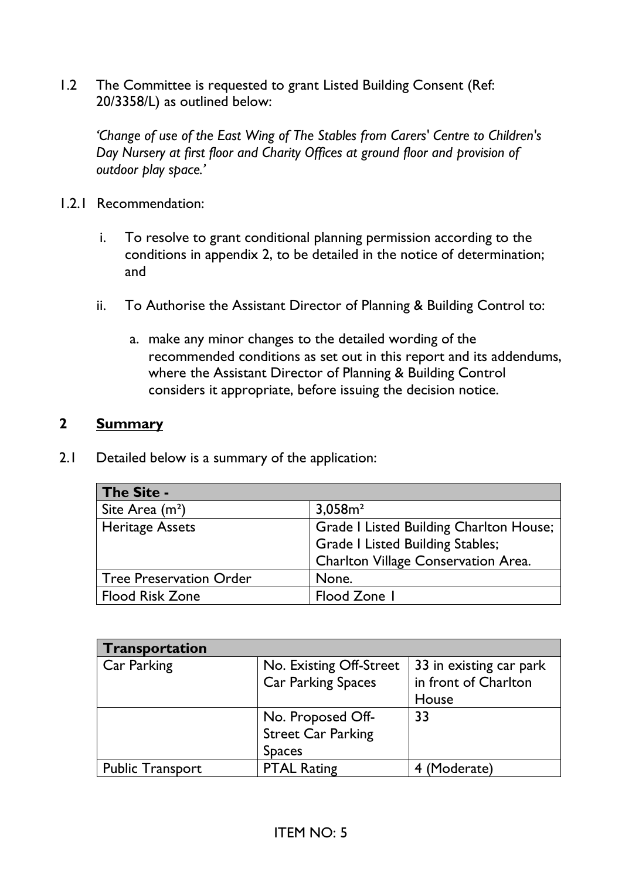1.2 The Committee is requested to grant Listed Building Consent (Ref: 20/3358/L) as outlined below:

*'Change of use of the East Wing of The Stables from Carers' Centre to Children's Day Nursery at first floor and Charity Offices at ground floor and provision of outdoor play space.'*

1.2.1 Recommendation:

i. To resolve to grant conditional planning permission according to the conditions in appendix 2, to be detailed in the notice of determination; and

ii. To Authorise the Assistant Director of Planning & Building Control to:

a. make any minor changes to the detailed wording of the recommended conditions as set out in this report and its addendums, where the Assistant Director of Planning & Building Control considers it appropriate, before issuing the decision notice.

## 2 Summary

2.1 Detailed below is a summary of the application:

| **The Site -** | |
|---|---|
| Site Area (m²) | 3,058m² |
| Heritage Assets | Grade I Listed Building Charlton House; Grade I Listed Building Stables; Charlton Village Conservation Area. |
| Tree Preservation Order | None. |
| Flood Risk Zone | Flood Zone 1 |

| **Transportation** | | |
|---|---|---|
| Car Parking | No. Existing Off-Street Car Parking Spaces | 33 in existing car park in front of Charlton House |
| | No. Proposed Off-Street Car Parking Spaces | 33 |
| Public Transport | PTAL Rating | 4 (Moderate) |

ITEM NO: 5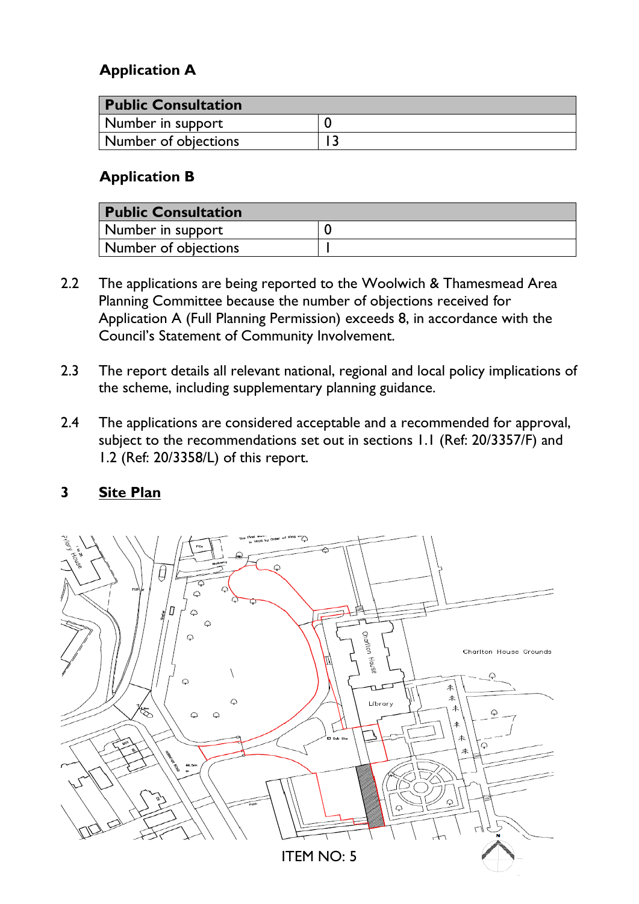### Application A

| Public Consultation | |
|---|---|
| Number in support | 0 |
| Number of objections | 13 |

### Application B

| Public Consultation | |
|---|---|
| Number in support | 0 |
| Number of objections | 1 |

2.2 The applications are being reported to the Woolwich & Thamesmead Area Planning Committee because the number of objections received for Application A (Full Planning Permission) exceeds 8, in accordance with the Council's Statement of Community Involvement.

2.3 The report details all relevant national, regional and local policy implications of the scheme, including supplementary planning guidance.

2.4 The applications are considered acceptable and a recommended for approval, subject to the recommendations set out in sections 1.1 (Ref: 20/3357/F) and 1.2 (Ref: 20/3358/L) of this report.

## 3 Site Plan

ITEM NO: 5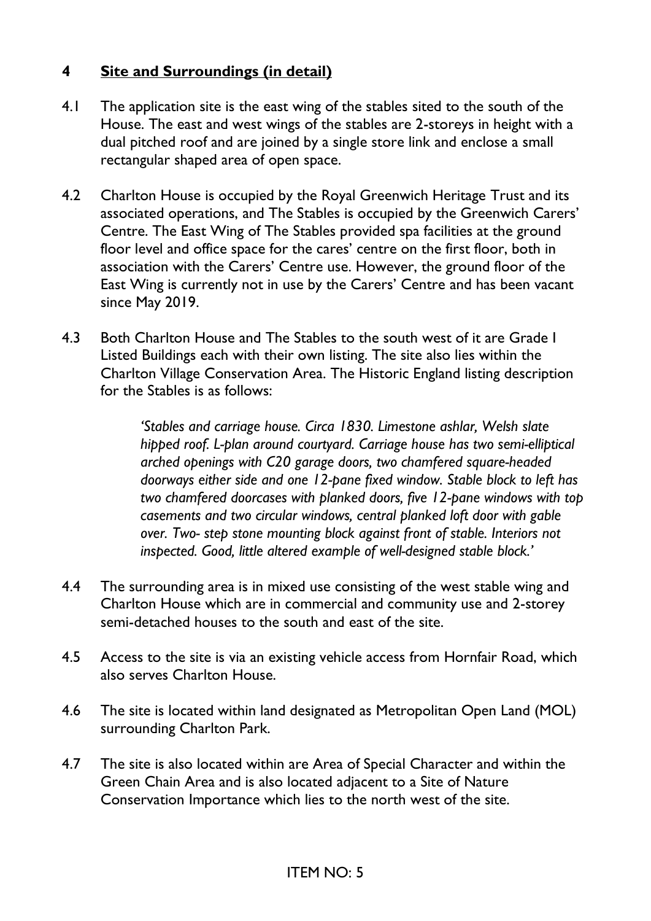## 4 <u>Site and Surroundings (in detail)</u>

4.1 The application site is the east wing of the stables sited to the south of the House. The east and west wings of the stables are 2-storeys in height with a dual pitched roof and are joined by a single store link and enclose a small rectangular shaped area of open space.

4.2 Charlton House is occupied by the Royal Greenwich Heritage Trust and its associated operations, and The Stables is occupied by the Greenwich Carers' Centre. The East Wing of The Stables provided spa facilities at the ground floor level and office space for the cares' centre on the first floor, both in association with the Carers' Centre use. However, the ground floor of the East Wing is currently not in use by the Carers' Centre and has been vacant since May 2019.

4.3 Both Charlton House and The Stables to the south west of it are Grade I Listed Buildings each with their own listing. The site also lies within the Charlton Village Conservation Area. The Historic England listing description for the Stables is as follows:

> *'Stables and carriage house. Circa 1830. Limestone ashlar, Welsh slate hipped roof. L-plan around courtyard. Carriage house has two semi-elliptical arched openings with C20 garage doors, two chamfered square-headed doorways either side and one 12-pane fixed window. Stable block to left has two chamfered doorcases with planked doors, five 12-pane windows with top casements and two circular windows, central planked loft door with gable over. Two- step stone mounting block against front of stable. Interiors not inspected. Good, little altered example of well-designed stable block.'*

4.4 The surrounding area is in mixed use consisting of the west stable wing and Charlton House which are in commercial and community use and 2-storey semi-detached houses to the south and east of the site.

4.5 Access to the site is via an existing vehicle access from Hornfair Road, which also serves Charlton House.

4.6 The site is located within land designated as Metropolitan Open Land (MOL) surrounding Charlton Park.

4.7 The site is also located within are Area of Special Character and within the Green Chain Area and is also located adjacent to a Site of Nature Conservation Importance which lies to the north west of the site.

ITEM NO: 5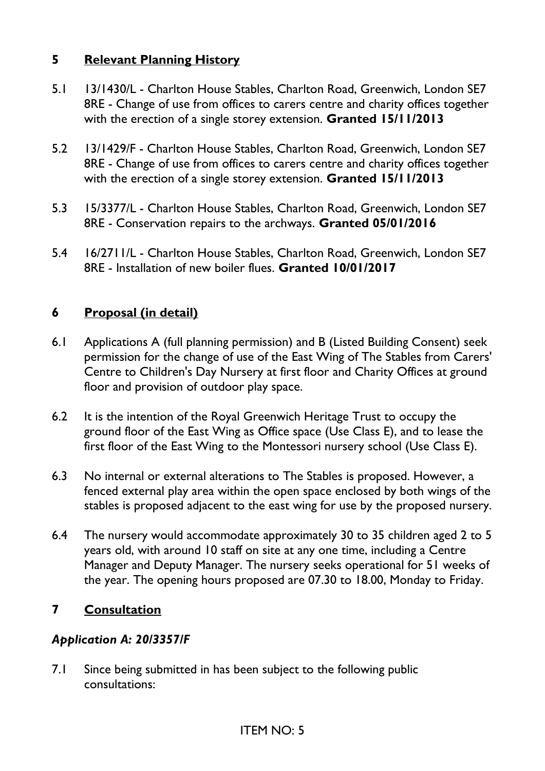## 5 Relevant Planning History

5.1 13/1430/L - Charlton House Stables, Charlton Road, Greenwich, London SE7 8RE - Change of use from offices to carers centre and charity offices together with the erection of a single storey extension. **Granted 15/11/2013**

5.2 13/1429/F - Charlton House Stables, Charlton Road, Greenwich, London SE7 8RE - Change of use from offices to carers centre and charity offices together with the erection of a single storey extension. **Granted 15/11/2013**

5.3 15/3377/L - Charlton House Stables, Charlton Road, Greenwich, London SE7 8RE - Conservation repairs to the archways. **Granted 05/01/2016**

5.4 16/2711/L - Charlton House Stables, Charlton Road, Greenwich, London SE7 8RE - Installation of new boiler flues. **Granted 10/01/2017**

## 6 Proposal (in detail)

6.1 Applications A (full planning permission) and B (Listed Building Consent) seek permission for the change of use of the East Wing of The Stables from Carers' Centre to Children's Day Nursery at first floor and Charity Offices at ground floor and provision of outdoor play space.

6.2 It is the intention of the Royal Greenwich Heritage Trust to occupy the ground floor of the East Wing as Office space (Use Class E), and to lease the first floor of the East Wing to the Montessori nursery school (Use Class E).

6.3 No internal or external alterations to The Stables is proposed. However, a fenced external play area within the open space enclosed by both wings of the stables is proposed adjacent to the east wing for use by the proposed nursery.

6.4 The nursery would accommodate approximately 30 to 35 children aged 2 to 5 years old, with around 10 staff on site at any one time, including a Centre Manager and Deputy Manager. The nursery seeks operational for 51 weeks of the year. The opening hours proposed are 07.30 to 18.00, Monday to Friday.

## 7 Consultation

### *Application A: 20/3357/F*

7.1 Since being submitted in has been subject to the following public consultations: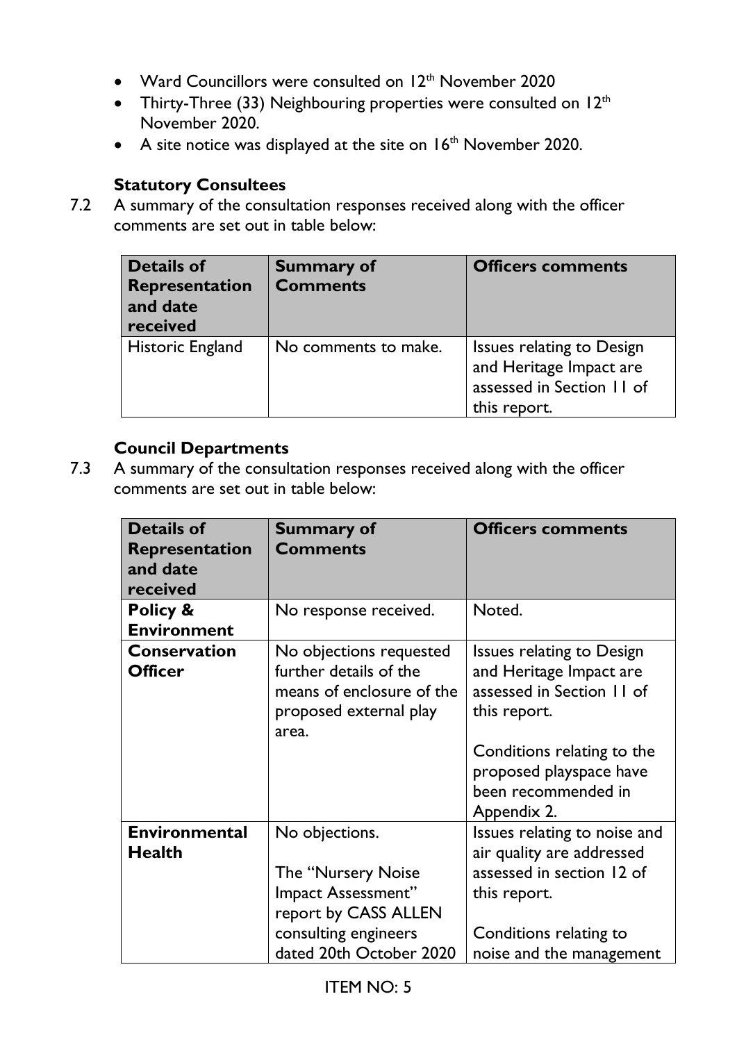- Ward Councillors were consulted on 12th November 2020
- Thirty-Three (33) Neighbouring properties were consulted on 12th November 2020.
- A site notice was displayed at the site on 16th November 2020.

**Statutory Consultees**

7.2 A summary of the consultation responses received along with the officer comments are set out in table below:

| Details of Representation and date received | Summary of Comments | Officers comments |
|---|---|---|
| Historic England | No comments to make. | Issues relating to Design and Heritage Impact are assessed in Section 11 of this report. |

**Council Departments**

7.3 A summary of the consultation responses received along with the officer comments are set out in table below:

| Details of Representation and date received | Summary of Comments | Officers comments |
|---|---|---|
| **Policy & Environment** | No response received. | Noted. |
| **Conservation Officer** | No objections requested further details of the means of enclosure of the proposed external play area. | Issues relating to Design and Heritage Impact are assessed in Section 11 of this report.<br><br>Conditions relating to the proposed playspace have been recommended in Appendix 2. |
| **Environmental Health** | No objections.<br><br>The "Nursery Noise Impact Assessment" report by CASS ALLEN consulting engineers dated 20th October 2020 | Issues relating to noise and air quality are addressed assessed in section 12 of this report.<br><br>Conditions relating to noise and the management |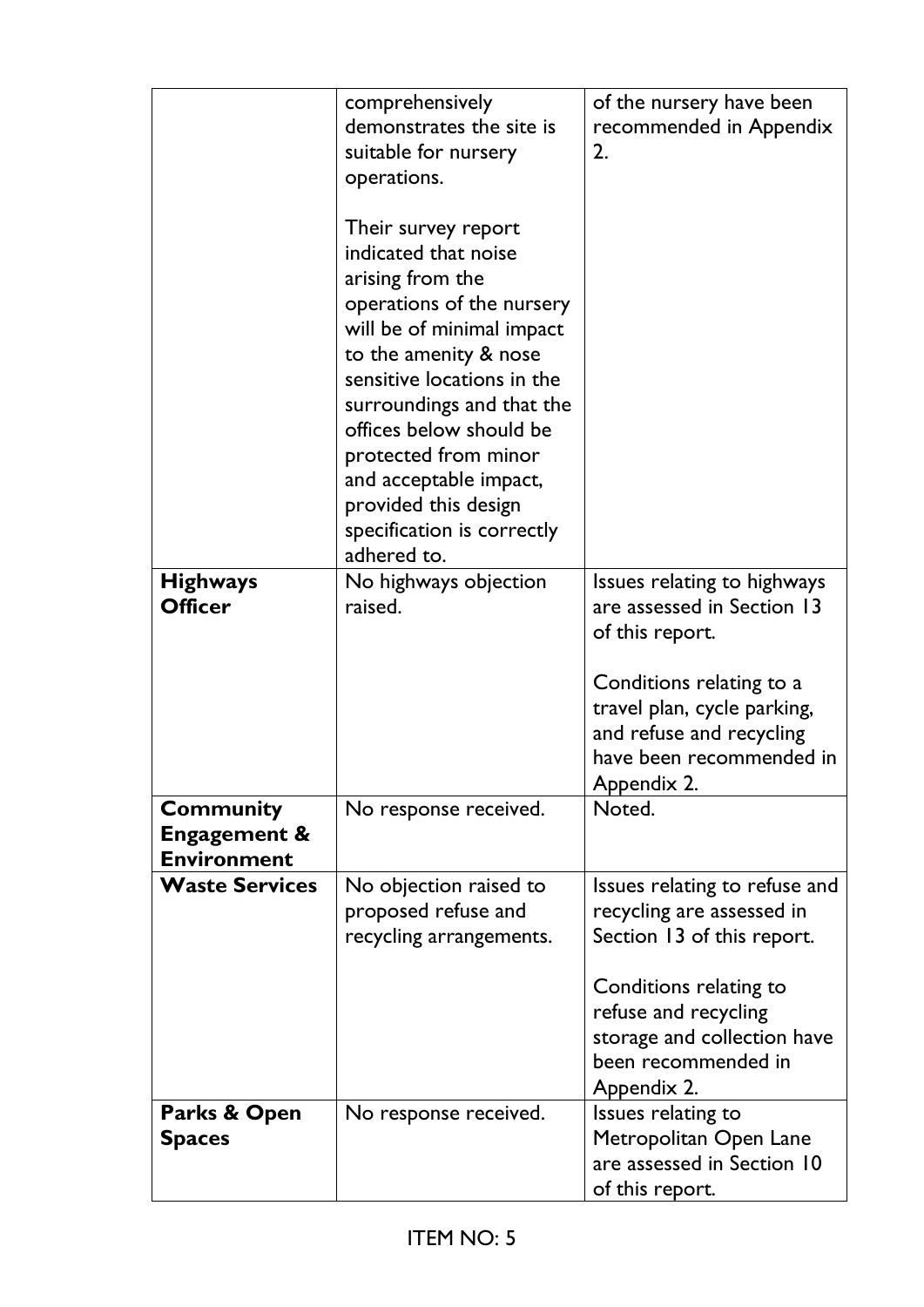| | | |
|---|---|---|
| | comprehensively demonstrates the site is suitable for nursery operations.<br><br>Their survey report indicated that noise arising from the operations of the nursery will be of minimal impact to the amenity & nose sensitive locations in the surroundings and that the offices below should be protected from minor and acceptable impact, provided this design specification is correctly adhered to. | of the nursery have been recommended in Appendix 2. |
| **Highways Officer** | No highways objection raised. | Issues relating to highways are assessed in Section 13 of this report.<br><br>Conditions relating to a travel plan, cycle parking, and refuse and recycling have been recommended in Appendix 2. |
| **Community Engagement & Environment** | No response received. | Noted. |
| **Waste Services** | No objection raised to proposed refuse and recycling arrangements. | Issues relating to refuse and recycling are assessed in Section 13 of this report.<br><br>Conditions relating to refuse and recycling storage and collection have been recommended in Appendix 2. |
| **Parks & Open Spaces** | No response received. | Issues relating to Metropolitan Open Lane are assessed in Section 10 of this report. |

ITEM NO: 5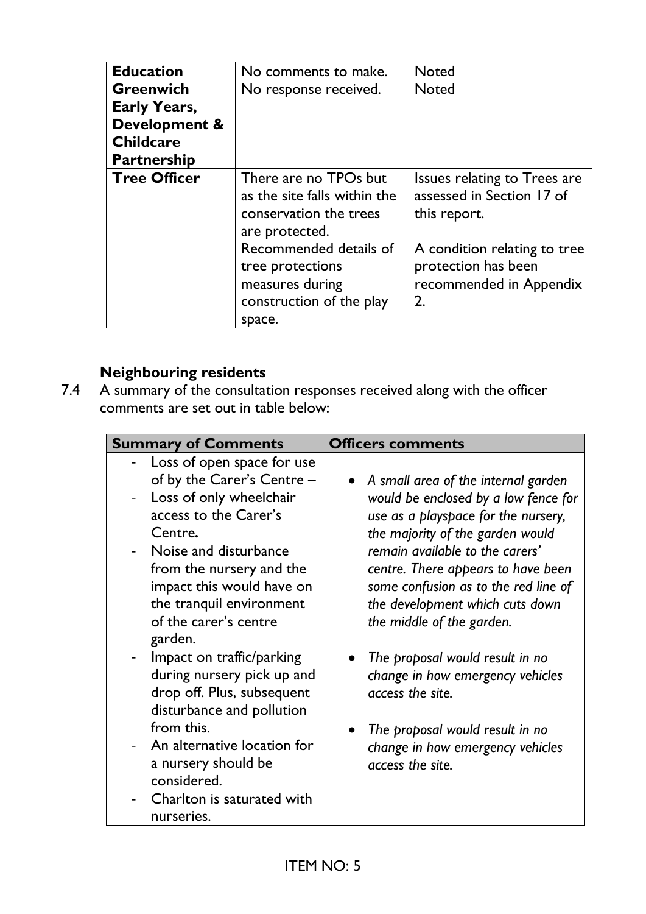| **Education** | No comments to make. | Noted |
|---|---|---|
| **Greenwich Early Years, Development & Childcare Partnership** | No response received. | Noted |
| **Tree Officer** | There are no TPOs but as the site falls within the conservation the trees are protected.<br>Recommended details of tree protections measures during construction of the play space. | Issues relating to Trees are assessed in Section 17 of this report.<br><br>A condition relating to tree protection has been recommended in Appendix 2. |

**Neighbouring residents**

7.4 A summary of the consultation responses received along with the officer comments are set out in table below:

| Summary of Comments | Officers comments |
|---|---|
| - Loss of open space for use of by the Carer's Centre –<br>- Loss of only wheelchair access to the Carer's Centre**.**<br>- Noise and disturbance from the nursery and the impact this would have on the tranquil environment of the carer's centre garden.<br>- Impact on traffic/parking during nursery pick up and drop off. Plus, subsequent disturbance and pollution from this.<br>- An alternative location for a nursery should be considered.<br>- Charlton is saturated with nurseries. | • *A small area of the internal garden would be enclosed by a low fence for use as a playspace for the nursery, the majority of the garden would remain available to the carers' centre. There appears to have been some confusion as to the red line of the development which cuts down the middle of the garden.*<br><br>• *The proposal would result in no change in how emergency vehicles access the site.*<br><br>• *The proposal would result in no change in how emergency vehicles access the site.* |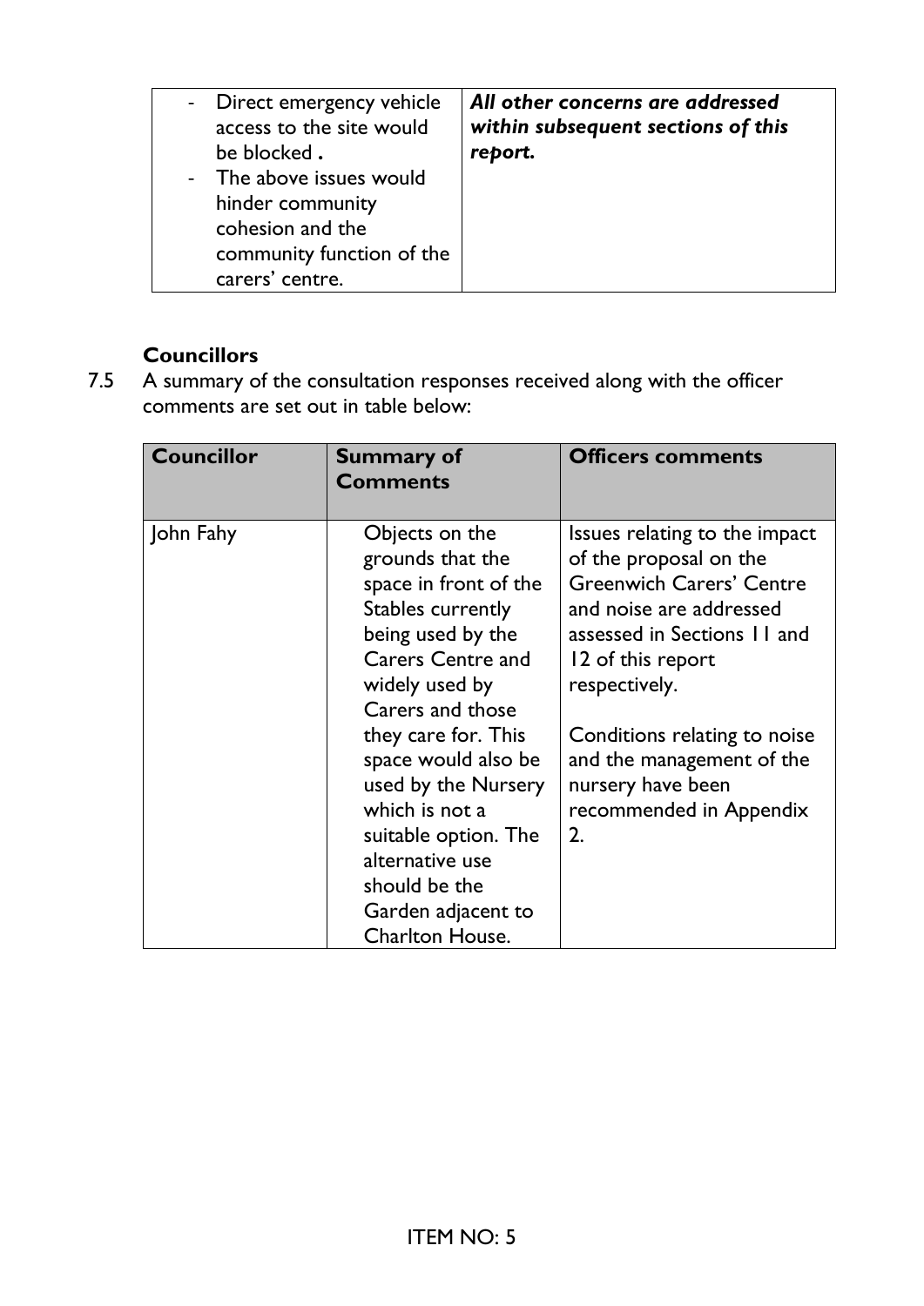| - Direct emergency vehicle access to the site would be blocked . <br> - The above issues would hinder community cohesion and the community function of the carers' centre. | ***All other concerns are addressed within subsequent sections of this report.*** |
|---|---|

**Councillors**

7.5 A summary of the consultation responses received along with the officer comments are set out in table below:

| Councillor | Summary of Comments | Officers comments |
|---|---|---|
| John Fahy | Objects on the grounds that the space in front of the Stables currently being used by the Carers Centre and widely used by Carers and those they care for. This space would also be used by the Nursery which is not a suitable option. The alternative use should be the Garden adjacent to Charlton House. | Issues relating to the impact of the proposal on the Greenwich Carers' Centre and noise are addressed assessed in Sections 11 and 12 of this report respectively.<br><br>Conditions relating to noise and the management of the nursery have been recommended in Appendix 2. |

ITEM NO: 5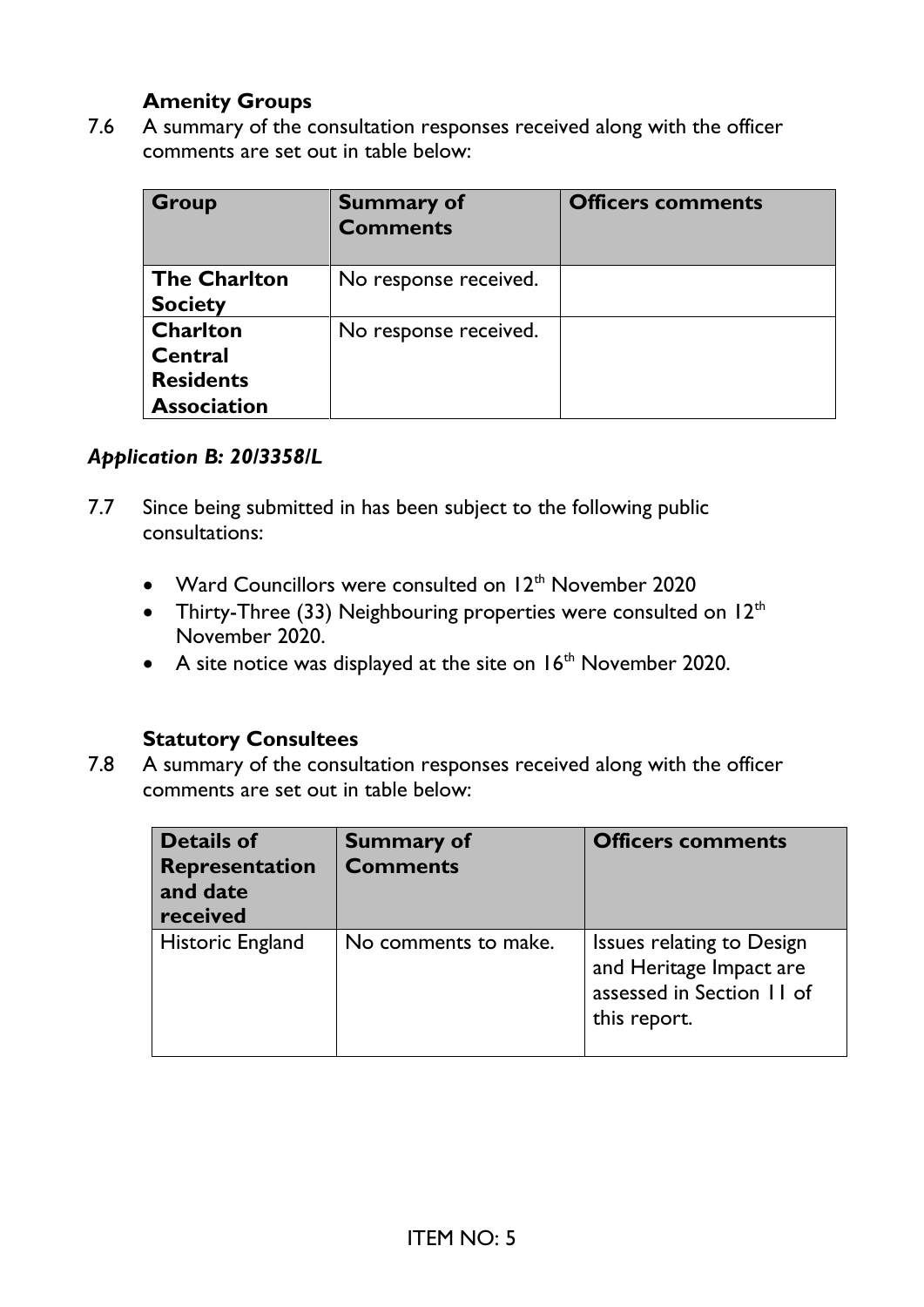**Amenity Groups**

7.6 A summary of the consultation responses received along with the officer comments are set out in table below:

| Group | Summary of Comments | Officers comments |
|---|---|---|
| **The Charlton Society** | No response received. | |
| **Charlton Central Residents Association** | No response received. | |

***Application B: 20/3358/L***

7.7 Since being submitted in has been subject to the following public consultations:

- Ward Councillors were consulted on 12th November 2020
- Thirty-Three (33) Neighbouring properties were consulted on 12th November 2020.
- A site notice was displayed at the site on 16th November 2020.

**Statutory Consultees**

7.8 A summary of the consultation responses received along with the officer comments are set out in table below:

| Details of Representation and date received | Summary of Comments | Officers comments |
|---|---|---|
| Historic England | No comments to make. | Issues relating to Design and Heritage Impact are assessed in Section 11 of this report. |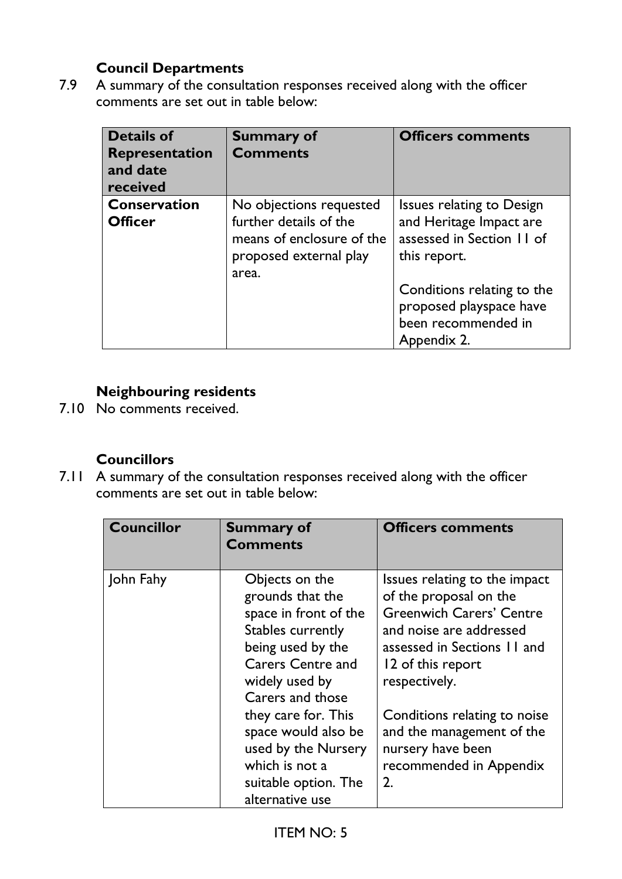### Council Departments

7.9 A summary of the consultation responses received along with the officer comments are set out in table below:

| Details of Representation and date received | Summary of Comments | Officers comments |
|---|---|---|
| **Conservation Officer** | No objections requested further details of the means of enclosure of the proposed external play area. | Issues relating to Design and Heritage Impact are assessed in Section 11 of this report.<br><br>Conditions relating to the proposed playspace have been recommended in Appendix 2. |

### Neighbouring residents

7.10 No comments received.

### Councillors

7.11 A summary of the consultation responses received along with the officer comments are set out in table below:

| Councillor | Summary of Comments | Officers comments |
|---|---|---|
| John Fahy | Objects on the grounds that the space in front of the Stables currently being used by the Carers Centre and widely used by Carers and those they care for. This space would also be used by the Nursery which is not a suitable option. The alternative use | Issues relating to the impact of the proposal on the Greenwich Carers' Centre and noise are addressed assessed in Sections 11 and 12 of this report respectively.<br><br>Conditions relating to noise and the management of the nursery have been recommended in Appendix 2. |

ITEM NO: 5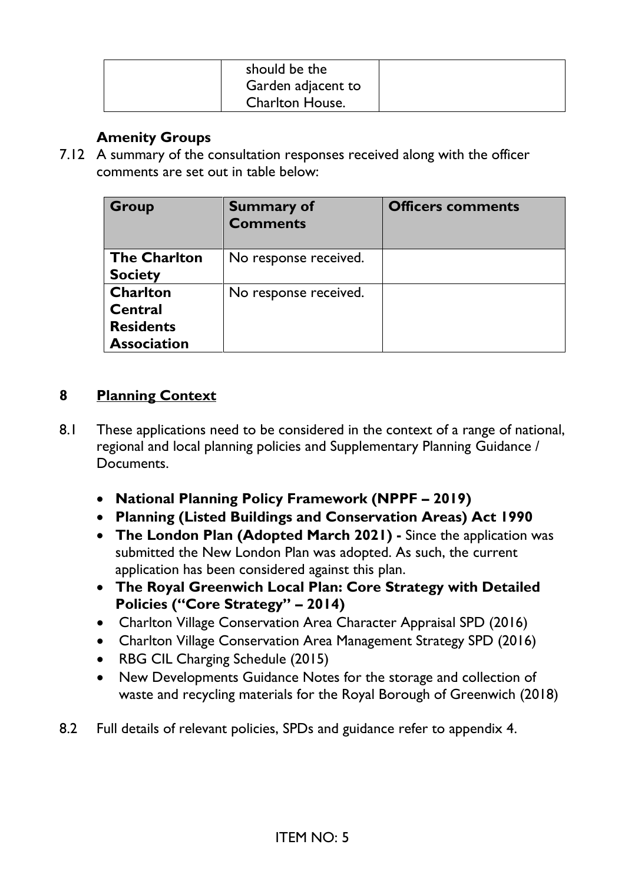| | should be the Garden adjacent to Charlton House. | |
|---|---|---|

**Amenity Groups**

7.12 A summary of the consultation responses received along with the officer comments are set out in table below:

| Group | Summary of Comments | Officers comments |
|---|---|---|
| **The Charlton Society** | No response received. | |
| **Charlton Central Residents Association** | No response received. | |

## 8 Planning Context

8.1 These applications need to be considered in the context of a range of national, regional and local planning policies and Supplementary Planning Guidance / Documents.

- **National Planning Policy Framework (NPPF – 2019)**
- **Planning (Listed Buildings and Conservation Areas) Act 1990**
- **The London Plan (Adopted March 2021) -** Since the application was submitted the New London Plan was adopted. As such, the current application has been considered against this plan.
- **The Royal Greenwich Local Plan: Core Strategy with Detailed Policies ("Core Strategy" – 2014)**
- Charlton Village Conservation Area Character Appraisal SPD (2016)
- Charlton Village Conservation Area Management Strategy SPD (2016)
- RBG CIL Charging Schedule (2015)
- New Developments Guidance Notes for the storage and collection of waste and recycling materials for the Royal Borough of Greenwich (2018)

8.2 Full details of relevant policies, SPDs and guidance refer to appendix 4.

ITEM NO: 5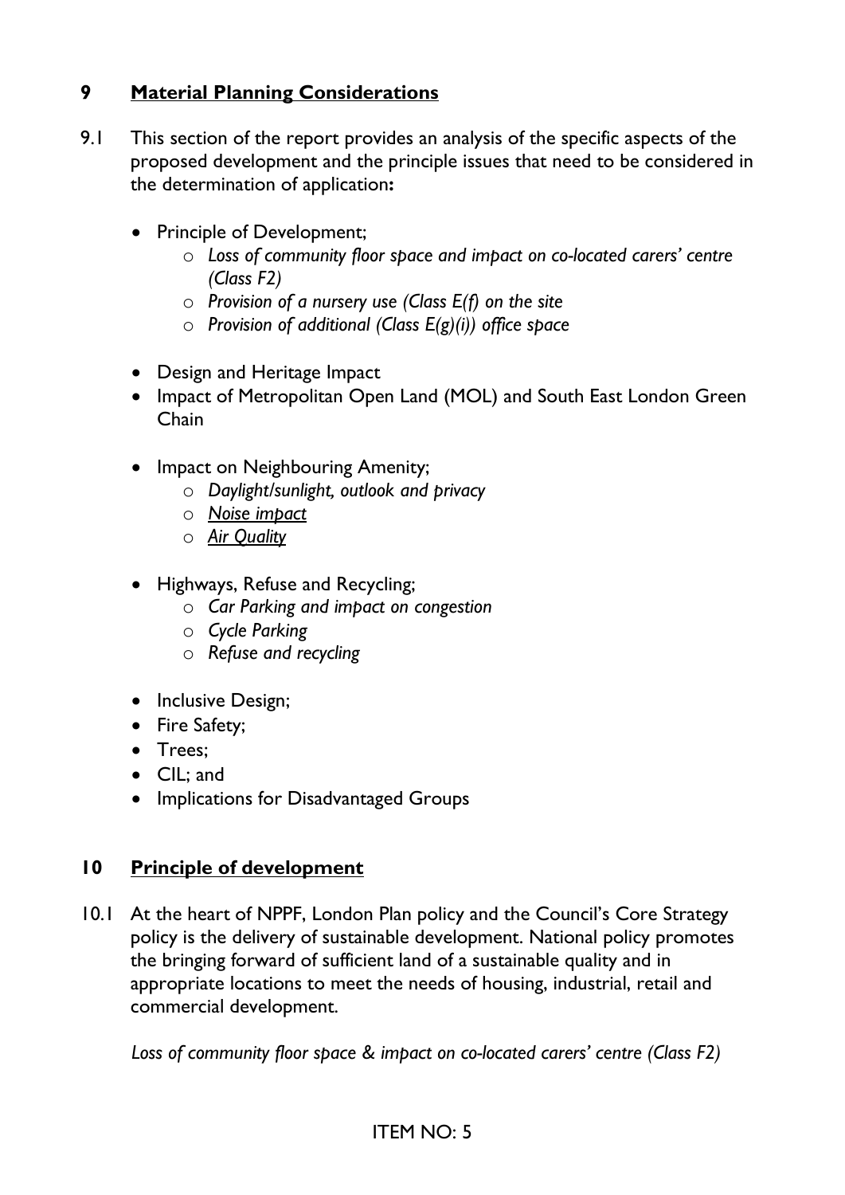## 9 **Material Planning Considerations**

9.1 This section of the report provides an analysis of the specific aspects of the proposed development and the principle issues that need to be considered in the determination of application**:**

- Principle of Development;
    - *Loss of community floor space and impact on co-located carers' centre (Class F2)*
    - *Provision of a nursery use (Class E(f) on the site*
    - *Provision of additional (Class E(g)(i)) office space*

- Design and Heritage Impact
- Impact of Metropolitan Open Land (MOL) and South East London Green Chain

- Impact on Neighbouring Amenity;
    - *Daylight/sunlight, outlook and privacy*
    - *Noise impact*
    - *Air Quality*

- Highways, Refuse and Recycling;
    - *Car Parking and impact on congestion*
    - *Cycle Parking*
    - *Refuse and recycling*

- Inclusive Design;
- Fire Safety;
- Trees;
- CIL; and
- Implications for Disadvantaged Groups

## 10 **Principle of development**

10.1 At the heart of NPPF, London Plan policy and the Council's Core Strategy policy is the delivery of sustainable development. National policy promotes the bringing forward of sufficient land of a sustainable quality and in appropriate locations to meet the needs of housing, industrial, retail and commercial development.

*Loss of community floor space & impact on co-located carers' centre (Class F2)*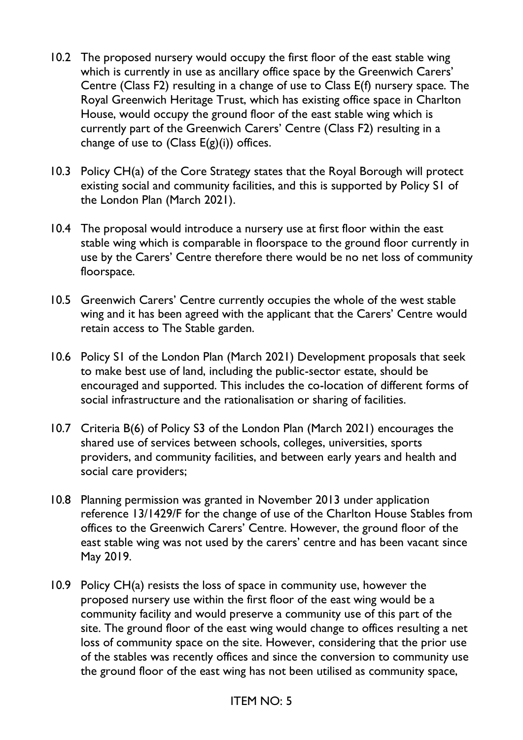10.2 The proposed nursery would occupy the first floor of the east stable wing which is currently in use as ancillary office space by the Greenwich Carers' Centre (Class F2) resulting in a change of use to Class E(f) nursery space. The Royal Greenwich Heritage Trust, which has existing office space in Charlton House, would occupy the ground floor of the east stable wing which is currently part of the Greenwich Carers' Centre (Class F2) resulting in a change of use to (Class E(g)(i)) offices.

10.3 Policy CH(a) of the Core Strategy states that the Royal Borough will protect existing social and community facilities, and this is supported by Policy S1 of the London Plan (March 2021).

10.4 The proposal would introduce a nursery use at first floor within the east stable wing which is comparable in floorspace to the ground floor currently in use by the Carers' Centre therefore there would be no net loss of community floorspace.

10.5 Greenwich Carers' Centre currently occupies the whole of the west stable wing and it has been agreed with the applicant that the Carers' Centre would retain access to The Stable garden.

10.6 Policy S1 of the London Plan (March 2021) Development proposals that seek to make best use of land, including the public-sector estate, should be encouraged and supported. This includes the co-location of different forms of social infrastructure and the rationalisation or sharing of facilities.

10.7 Criteria B(6) of Policy S3 of the London Plan (March 2021) encourages the shared use of services between schools, colleges, universities, sports providers, and community facilities, and between early years and health and social care providers;

10.8 Planning permission was granted in November 2013 under application reference 13/1429/F for the change of use of the Charlton House Stables from offices to the Greenwich Carers' Centre. However, the ground floor of the east stable wing was not used by the carers' centre and has been vacant since May 2019.

10.9 Policy CH(a) resists the loss of space in community use, however the proposed nursery use within the first floor of the east wing would be a community facility and would preserve a community use of this part of the site. The ground floor of the east wing would change to offices resulting a net loss of community space on the site. However, considering that the prior use of the stables was recently offices and since the conversion to community use the ground floor of the east wing has not been utilised as community space,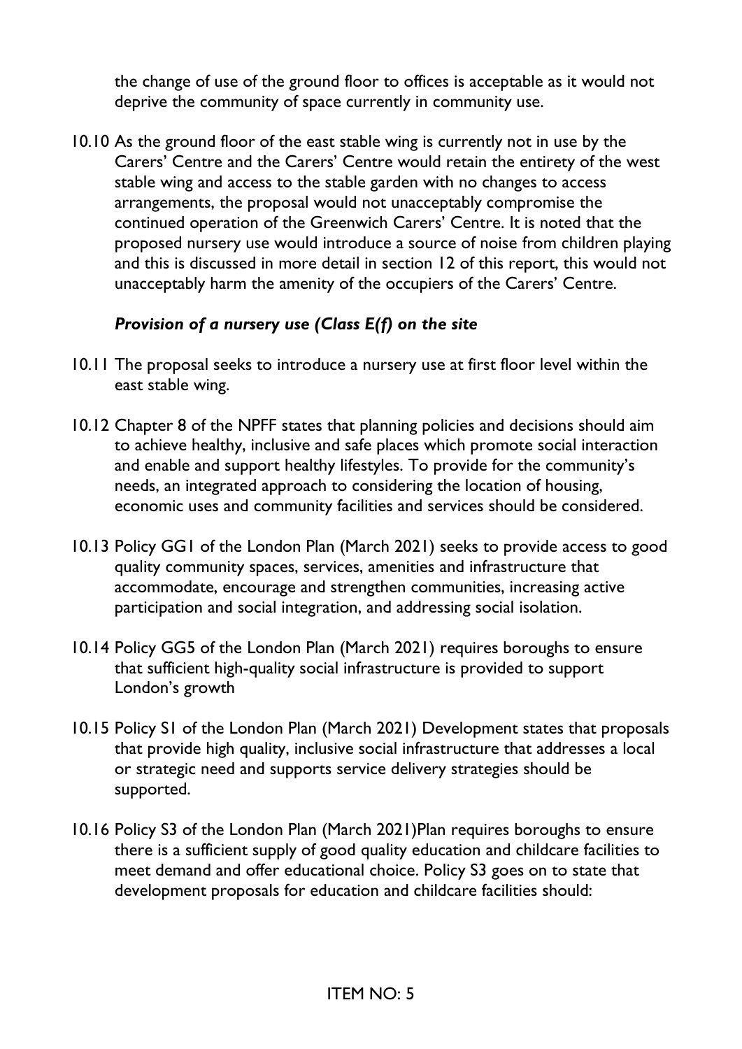the change of use of the ground floor to offices is acceptable as it would not deprive the community of space currently in community use.

10.10 As the ground floor of the east stable wing is currently not in use by the Carers' Centre and the Carers' Centre would retain the entirety of the west stable wing and access to the stable garden with no changes to access arrangements, the proposal would not unacceptably compromise the continued operation of the Greenwich Carers' Centre. It is noted that the proposed nursery use would introduce a source of noise from children playing and this is discussed in more detail in section 12 of this report, this would not unacceptably harm the amenity of the occupiers of the Carers' Centre.

***Provision of a nursery use (Class E(f) on the site***

10.11 The proposal seeks to introduce a nursery use at first floor level within the east stable wing.

10.12 Chapter 8 of the NPFF states that planning policies and decisions should aim to achieve healthy, inclusive and safe places which promote social interaction and enable and support healthy lifestyles. To provide for the community's needs, an integrated approach to considering the location of housing, economic uses and community facilities and services should be considered.

10.13 Policy GG1 of the London Plan (March 2021) seeks to provide access to good quality community spaces, services, amenities and infrastructure that accommodate, encourage and strengthen communities, increasing active participation and social integration, and addressing social isolation.

10.14 Policy GG5 of the London Plan (March 2021) requires boroughs to ensure that sufficient high-quality social infrastructure is provided to support London's growth

10.15 Policy S1 of the London Plan (March 2021) Development states that proposals that provide high quality, inclusive social infrastructure that addresses a local or strategic need and supports service delivery strategies should be supported.

10.16 Policy S3 of the London Plan (March 2021)Plan requires boroughs to ensure there is a sufficient supply of good quality education and childcare facilities to meet demand and offer educational choice. Policy S3 goes on to state that development proposals for education and childcare facilities should:

ITEM NO: 5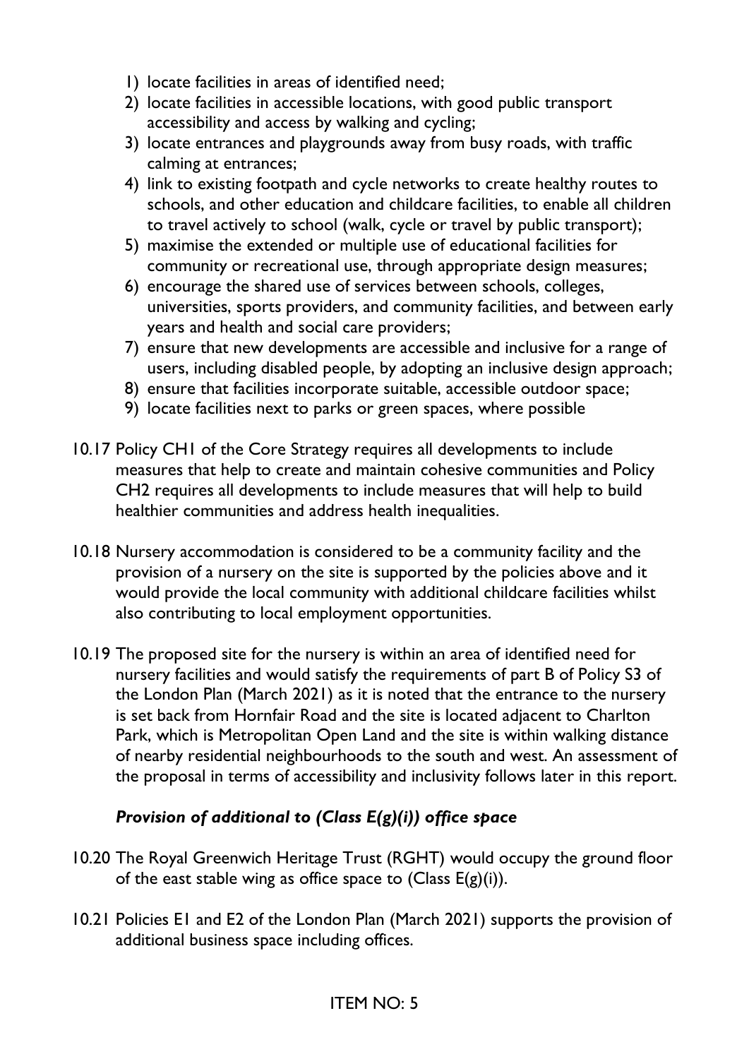1) locate facilities in areas of identified need;
2) locate facilities in accessible locations, with good public transport accessibility and access by walking and cycling;
3) locate entrances and playgrounds away from busy roads, with traffic calming at entrances;
4) link to existing footpath and cycle networks to create healthy routes to schools, and other education and childcare facilities, to enable all children to travel actively to school (walk, cycle or travel by public transport);
5) maximise the extended or multiple use of educational facilities for community or recreational use, through appropriate design measures;
6) encourage the shared use of services between schools, colleges, universities, sports providers, and community facilities, and between early years and health and social care providers;
7) ensure that new developments are accessible and inclusive for a range of users, including disabled people, by adopting an inclusive design approach;
8) ensure that facilities incorporate suitable, accessible outdoor space;
9) locate facilities next to parks or green spaces, where possible

10.17 Policy CH1 of the Core Strategy requires all developments to include measures that help to create and maintain cohesive communities and Policy CH2 requires all developments to include measures that will help to build healthier communities and address health inequalities.

10.18 Nursery accommodation is considered to be a community facility and the provision of a nursery on the site is supported by the policies above and it would provide the local community with additional childcare facilities whilst also contributing to local employment opportunities.

10.19 The proposed site for the nursery is within an area of identified need for nursery facilities and would satisfy the requirements of part B of Policy S3 of the London Plan (March 2021) as it is noted that the entrance to the nursery is set back from Hornfair Road and the site is located adjacent to Charlton Park, which is Metropolitan Open Land and the site is within walking distance of nearby residential neighbourhoods to the south and west. An assessment of the proposal in terms of accessibility and inclusivity follows later in this report.

### *Provision of additional to (Class E(g)(i)) office space*

10.20 The Royal Greenwich Heritage Trust (RGHT) would occupy the ground floor of the east stable wing as office space to (Class E(g)(i)).

10.21 Policies E1 and E2 of the London Plan (March 2021) supports the provision of additional business space including offices.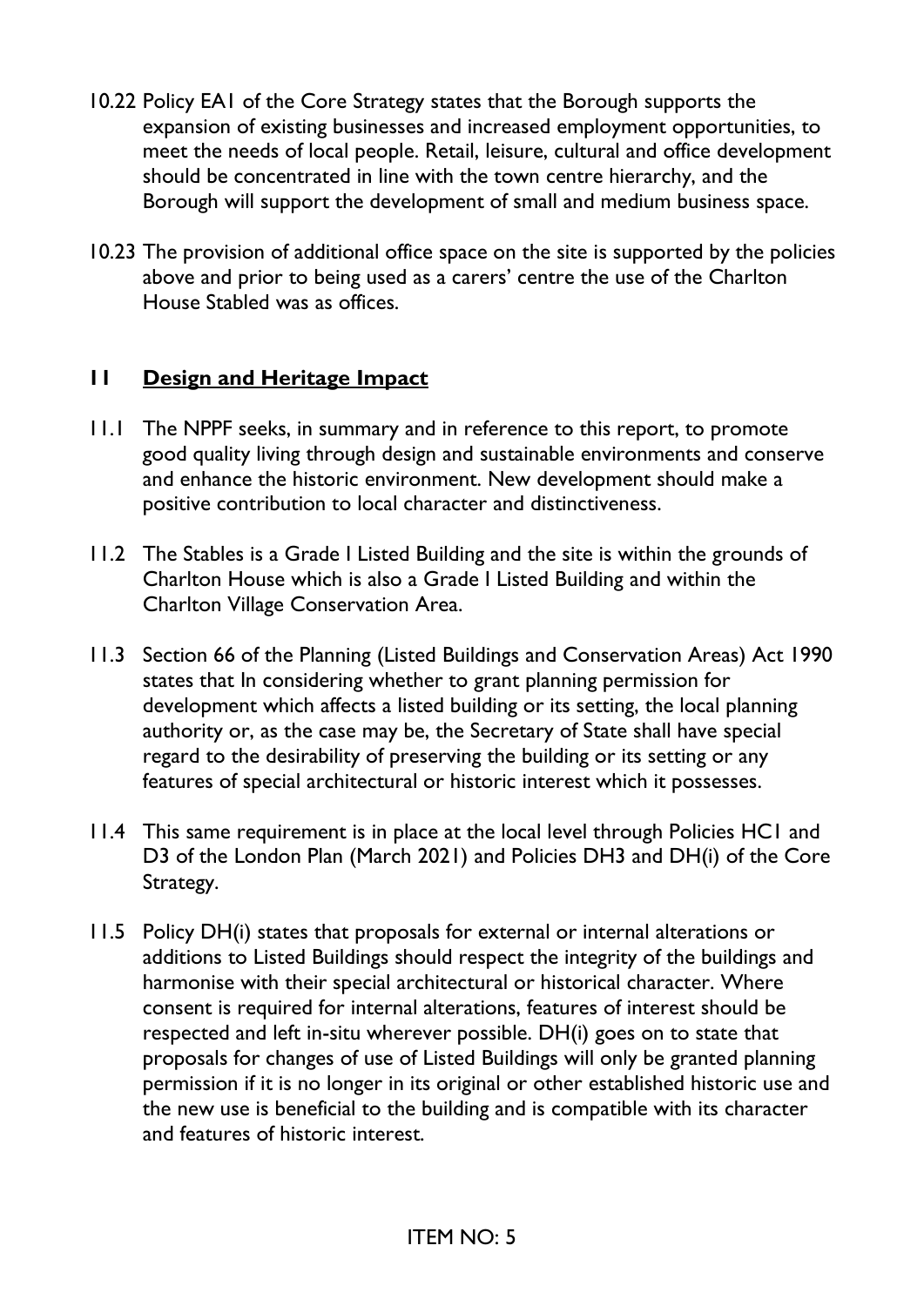10.22 Policy EA1 of the Core Strategy states that the Borough supports the expansion of existing businesses and increased employment opportunities, to meet the needs of local people. Retail, leisure, cultural and office development should be concentrated in line with the town centre hierarchy, and the Borough will support the development of small and medium business space.

10.23 The provision of additional office space on the site is supported by the policies above and prior to being used as a carers' centre the use of the Charlton House Stabled was as offices.

## 11 Design and Heritage Impact

11.1 The NPPF seeks, in summary and in reference to this report, to promote good quality living through design and sustainable environments and conserve and enhance the historic environment. New development should make a positive contribution to local character and distinctiveness.

11.2 The Stables is a Grade I Listed Building and the site is within the grounds of Charlton House which is also a Grade I Listed Building and within the Charlton Village Conservation Area.

11.3 Section 66 of the Planning (Listed Buildings and Conservation Areas) Act 1990 states that In considering whether to grant planning permission for development which affects a listed building or its setting, the local planning authority or, as the case may be, the Secretary of State shall have special regard to the desirability of preserving the building or its setting or any features of special architectural or historic interest which it possesses.

11.4 This same requirement is in place at the local level through Policies HC1 and D3 of the London Plan (March 2021) and Policies DH3 and DH(i) of the Core Strategy.

11.5 Policy DH(i) states that proposals for external or internal alterations or additions to Listed Buildings should respect the integrity of the buildings and harmonise with their special architectural or historical character. Where consent is required for internal alterations, features of interest should be respected and left in-situ wherever possible. DH(i) goes on to state that proposals for changes of use of Listed Buildings will only be granted planning permission if it is no longer in its original or other established historic use and the new use is beneficial to the building and is compatible with its character and features of historic interest.

ITEM NO: 5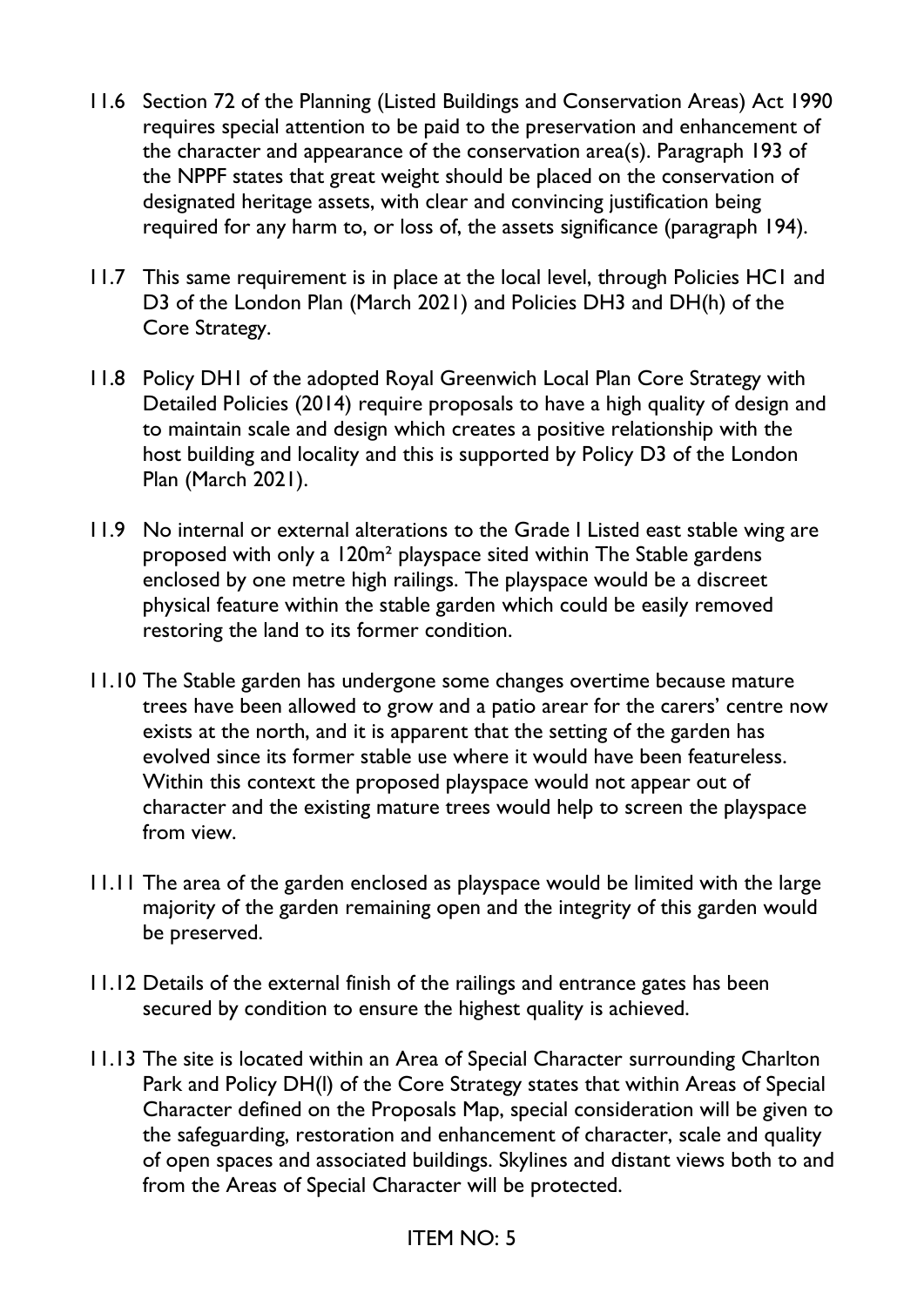11.6 Section 72 of the Planning (Listed Buildings and Conservation Areas) Act 1990 requires special attention to be paid to the preservation and enhancement of the character and appearance of the conservation area(s). Paragraph 193 of the NPPF states that great weight should be placed on the conservation of designated heritage assets, with clear and convincing justification being required for any harm to, or loss of, the assets significance (paragraph 194).

11.7 This same requirement is in place at the local level, through Policies HC1 and D3 of the London Plan (March 2021) and Policies DH3 and DH(h) of the Core Strategy.

11.8 Policy DH1 of the adopted Royal Greenwich Local Plan Core Strategy with Detailed Policies (2014) require proposals to have a high quality of design and to maintain scale and design which creates a positive relationship with the host building and locality and this is supported by Policy D3 of the London Plan (March 2021).

11.9 No internal or external alterations to the Grade I Listed east stable wing are proposed with only a 120m² playspace sited within The Stable gardens enclosed by one metre high railings. The playspace would be a discreet physical feature within the stable garden which could be easily removed restoring the land to its former condition.

11.10 The Stable garden has undergone some changes overtime because mature trees have been allowed to grow and a patio arear for the carers' centre now exists at the north, and it is apparent that the setting of the garden has evolved since its former stable use where it would have been featureless. Within this context the proposed playspace would not appear out of character and the existing mature trees would help to screen the playspace from view.

11.11 The area of the garden enclosed as playspace would be limited with the large majority of the garden remaining open and the integrity of this garden would be preserved.

11.12 Details of the external finish of the railings and entrance gates has been secured by condition to ensure the highest quality is achieved.

11.13 The site is located within an Area of Special Character surrounding Charlton Park and Policy DH(l) of the Core Strategy states that within Areas of Special Character defined on the Proposals Map, special consideration will be given to the safeguarding, restoration and enhancement of character, scale and quality of open spaces and associated buildings. Skylines and distant views both to and from the Areas of Special Character will be protected.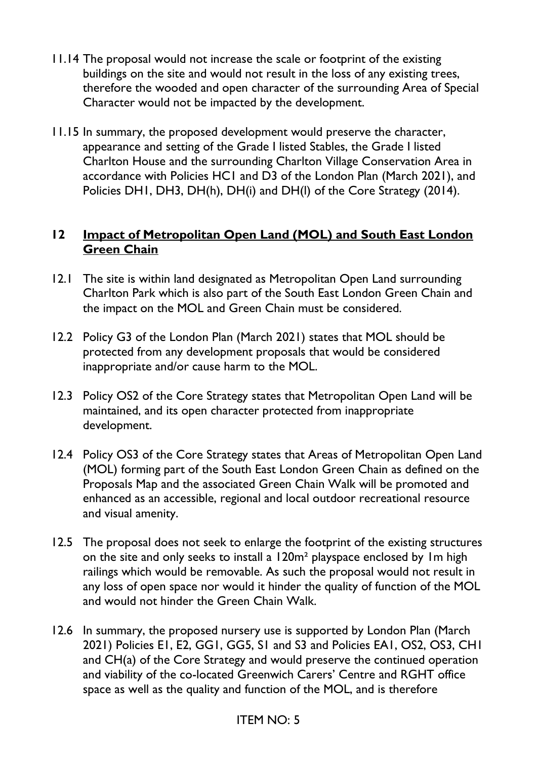11.14 The proposal would not increase the scale or footprint of the existing buildings on the site and would not result in the loss of any existing trees, therefore the wooded and open character of the surrounding Area of Special Character would not be impacted by the development.

11.15 In summary, the proposed development would preserve the character, appearance and setting of the Grade I listed Stables, the Grade I listed Charlton House and the surrounding Charlton Village Conservation Area in accordance with Policies HC1 and D3 of the London Plan (March 2021), and Policies DH1, DH3, DH(h), DH(i) and DH(l) of the Core Strategy (2014).

## 12 Impact of Metropolitan Open Land (MOL) and South East London Green Chain

12.1 The site is within land designated as Metropolitan Open Land surrounding Charlton Park which is also part of the South East London Green Chain and the impact on the MOL and Green Chain must be considered.

12.2 Policy G3 of the London Plan (March 2021) states that MOL should be protected from any development proposals that would be considered inappropriate and/or cause harm to the MOL.

12.3 Policy OS2 of the Core Strategy states that Metropolitan Open Land will be maintained, and its open character protected from inappropriate development.

12.4 Policy OS3 of the Core Strategy states that Areas of Metropolitan Open Land (MOL) forming part of the South East London Green Chain as defined on the Proposals Map and the associated Green Chain Walk will be promoted and enhanced as an accessible, regional and local outdoor recreational resource and visual amenity.

12.5 The proposal does not seek to enlarge the footprint of the existing structures on the site and only seeks to install a 120m² playspace enclosed by 1m high railings which would be removable. As such the proposal would not result in any loss of open space nor would it hinder the quality of function of the MOL and would not hinder the Green Chain Walk.

12.6 In summary, the proposed nursery use is supported by London Plan (March 2021) Policies E1, E2, GG1, GG5, S1 and S3 and Policies EA1, OS2, OS3, CH1 and CH(a) of the Core Strategy and would preserve the continued operation and viability of the co-located Greenwich Carers' Centre and RGHT office space as well as the quality and function of the MOL, and is therefore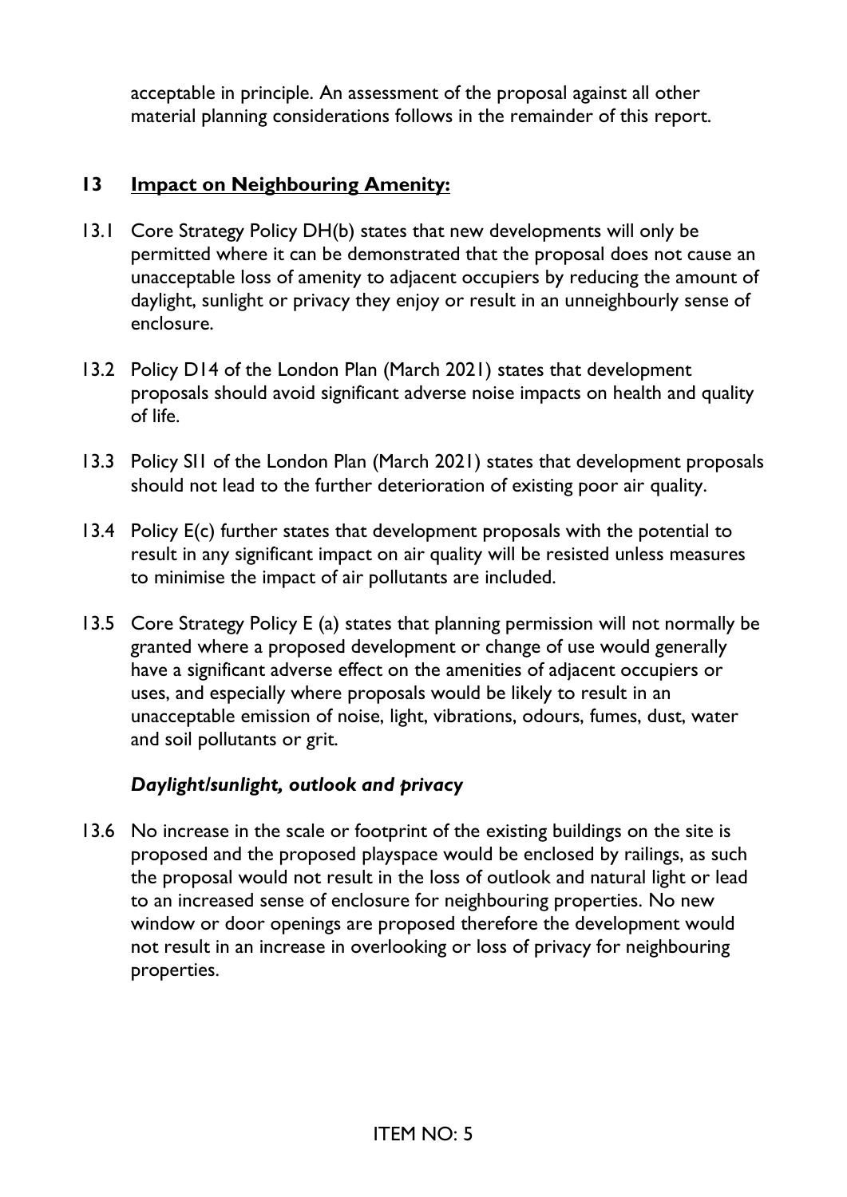acceptable in principle. An assessment of the proposal against all other material planning considerations follows in the remainder of this report.

## 13 Impact on Neighbouring Amenity:

13.1 Core Strategy Policy DH(b) states that new developments will only be permitted where it can be demonstrated that the proposal does not cause an unacceptable loss of amenity to adjacent occupiers by reducing the amount of daylight, sunlight or privacy they enjoy or result in an unneighbourly sense of enclosure.

13.2 Policy D14 of the London Plan (March 2021) states that development proposals should avoid significant adverse noise impacts on health and quality of life.

13.3 Policy SI1 of the London Plan (March 2021) states that development proposals should not lead to the further deterioration of existing poor air quality.

13.4 Policy E(c) further states that development proposals with the potential to result in any significant impact on air quality will be resisted unless measures to minimise the impact of air pollutants are included.

13.5 Core Strategy Policy E (a) states that planning permission will not normally be granted where a proposed development or change of use would generally have a significant adverse effect on the amenities of adjacent occupiers or uses, and especially where proposals would be likely to result in an unacceptable emission of noise, light, vibrations, odours, fumes, dust, water and soil pollutants or grit.

### *Daylight/sunlight, outlook and privacy*

13.6 No increase in the scale or footprint of the existing buildings on the site is proposed and the proposed playspace would be enclosed by railings, as such the proposal would not result in the loss of outlook and natural light or lead to an increased sense of enclosure for neighbouring properties. No new window or door openings are proposed therefore the development would not result in an increase in overlooking or loss of privacy for neighbouring properties.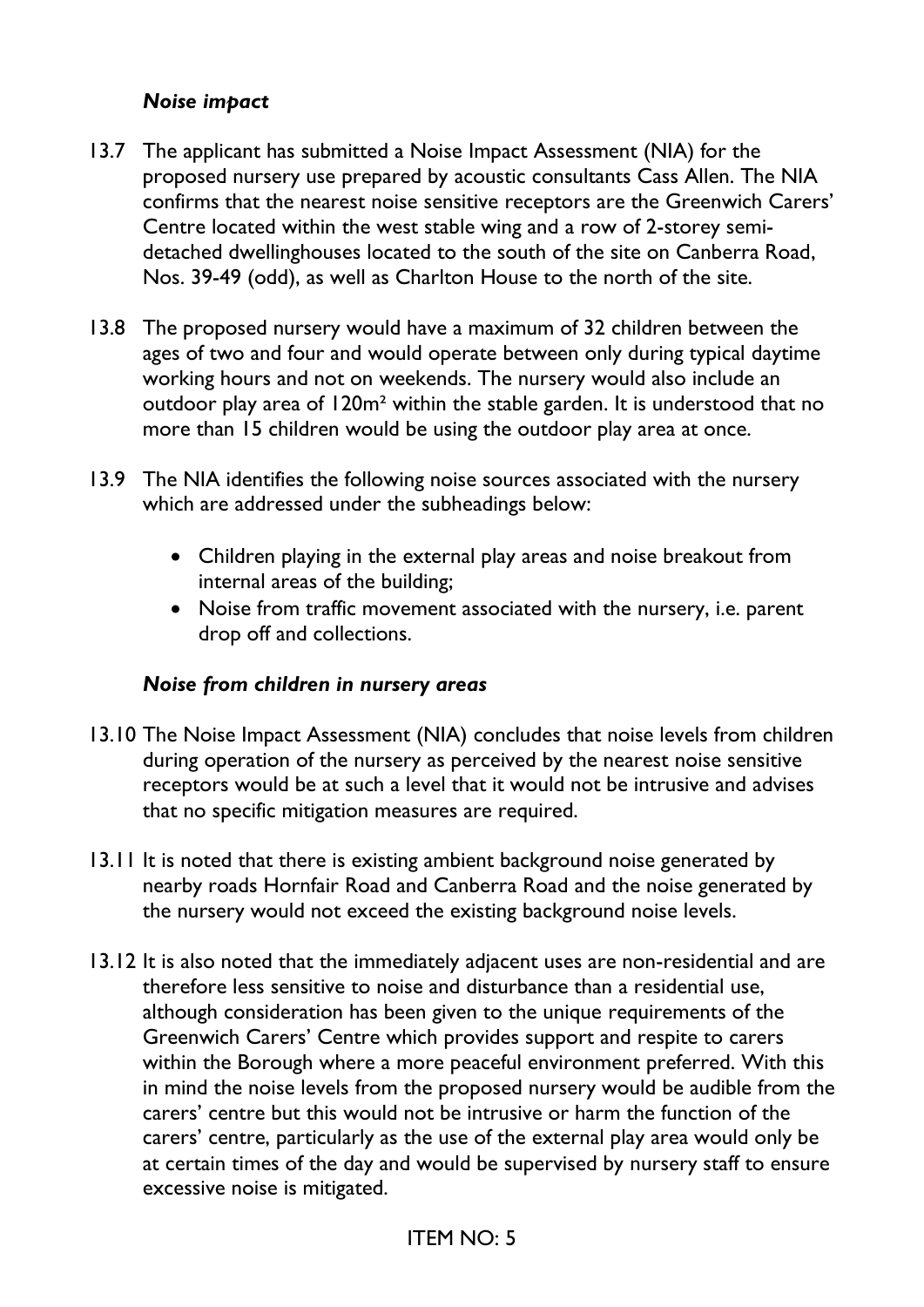***Noise impact***

13.7 The applicant has submitted a Noise Impact Assessment (NIA) for the proposed nursery use prepared by acoustic consultants Cass Allen. The NIA confirms that the nearest noise sensitive receptors are the Greenwich Carers' Centre located within the west stable wing and a row of 2-storey semi-detached dwellinghouses located to the south of the site on Canberra Road, Nos. 39-49 (odd), as well as Charlton House to the north of the site.

13.8 The proposed nursery would have a maximum of 32 children between the ages of two and four and would operate between only during typical daytime working hours and not on weekends. The nursery would also include an outdoor play area of 120m² within the stable garden. It is understood that no more than 15 children would be using the outdoor play area at once.

13.9 The NIA identifies the following noise sources associated with the nursery which are addressed under the subheadings below:

- Children playing in the external play areas and noise breakout from internal areas of the building;
- Noise from traffic movement associated with the nursery, i.e. parent drop off and collections.

***Noise from children in nursery areas***

13.10 The Noise Impact Assessment (NIA) concludes that noise levels from children during operation of the nursery as perceived by the nearest noise sensitive receptors would be at such a level that it would not be intrusive and advises that no specific mitigation measures are required.

13.11 It is noted that there is existing ambient background noise generated by nearby roads Hornfair Road and Canberra Road and the noise generated by the nursery would not exceed the existing background noise levels.

13.12 It is also noted that the immediately adjacent uses are non-residential and are therefore less sensitive to noise and disturbance than a residential use, although consideration has been given to the unique requirements of the Greenwich Carers' Centre which provides support and respite to carers within the Borough where a more peaceful environment preferred. With this in mind the noise levels from the proposed nursery would be audible from the carers' centre but this would not be intrusive or harm the function of the carers' centre, particularly as the use of the external play area would only be at certain times of the day and would be supervised by nursery staff to ensure excessive noise is mitigated.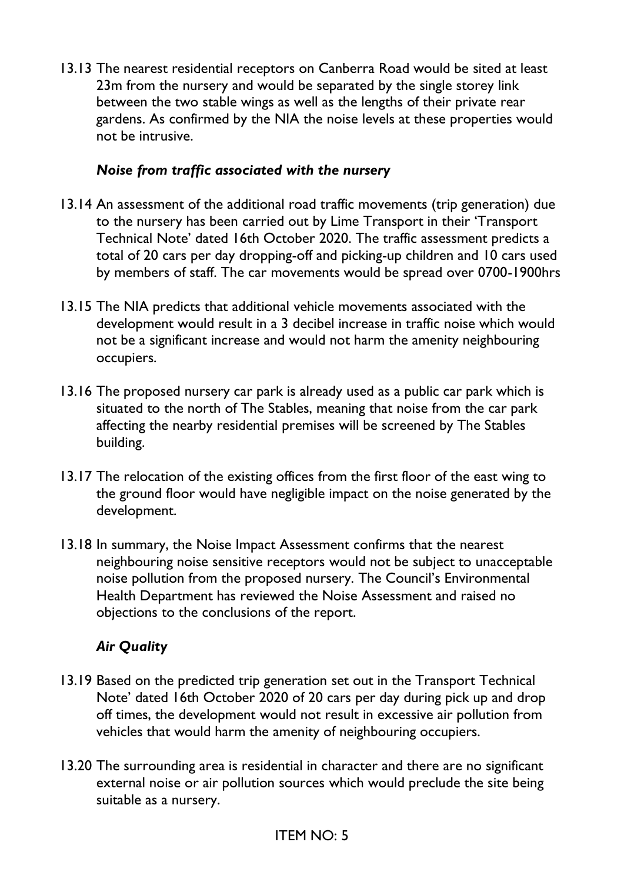13.13 The nearest residential receptors on Canberra Road would be sited at least 23m from the nursery and would be separated by the single storey link between the two stable wings as well as the lengths of their private rear gardens. As confirmed by the NIA the noise levels at these properties would not be intrusive.

***Noise from traffic associated with the nursery***

13.14 An assessment of the additional road traffic movements (trip generation) due to the nursery has been carried out by Lime Transport in their 'Transport Technical Note' dated 16th October 2020. The traffic assessment predicts a total of 20 cars per day dropping-off and picking-up children and 10 cars used by members of staff. The car movements would be spread over 0700-1900hrs

13.15 The NIA predicts that additional vehicle movements associated with the development would result in a 3 decibel increase in traffic noise which would not be a significant increase and would not harm the amenity neighbouring occupiers.

13.16 The proposed nursery car park is already used as a public car park which is situated to the north of The Stables, meaning that noise from the car park affecting the nearby residential premises will be screened by The Stables building.

13.17 The relocation of the existing offices from the first floor of the east wing to the ground floor would have negligible impact on the noise generated by the development.

13.18 In summary, the Noise Impact Assessment confirms that the nearest neighbouring noise sensitive receptors would not be subject to unacceptable noise pollution from the proposed nursery. The Council's Environmental Health Department has reviewed the Noise Assessment and raised no objections to the conclusions of the report.

***Air Quality***

13.19 Based on the predicted trip generation set out in the Transport Technical Note' dated 16th October 2020 of 20 cars per day during pick up and drop off times, the development would not result in excessive air pollution from vehicles that would harm the amenity of neighbouring occupiers.

13.20 The surrounding area is residential in character and there are no significant external noise or air pollution sources which would preclude the site being suitable as a nursery.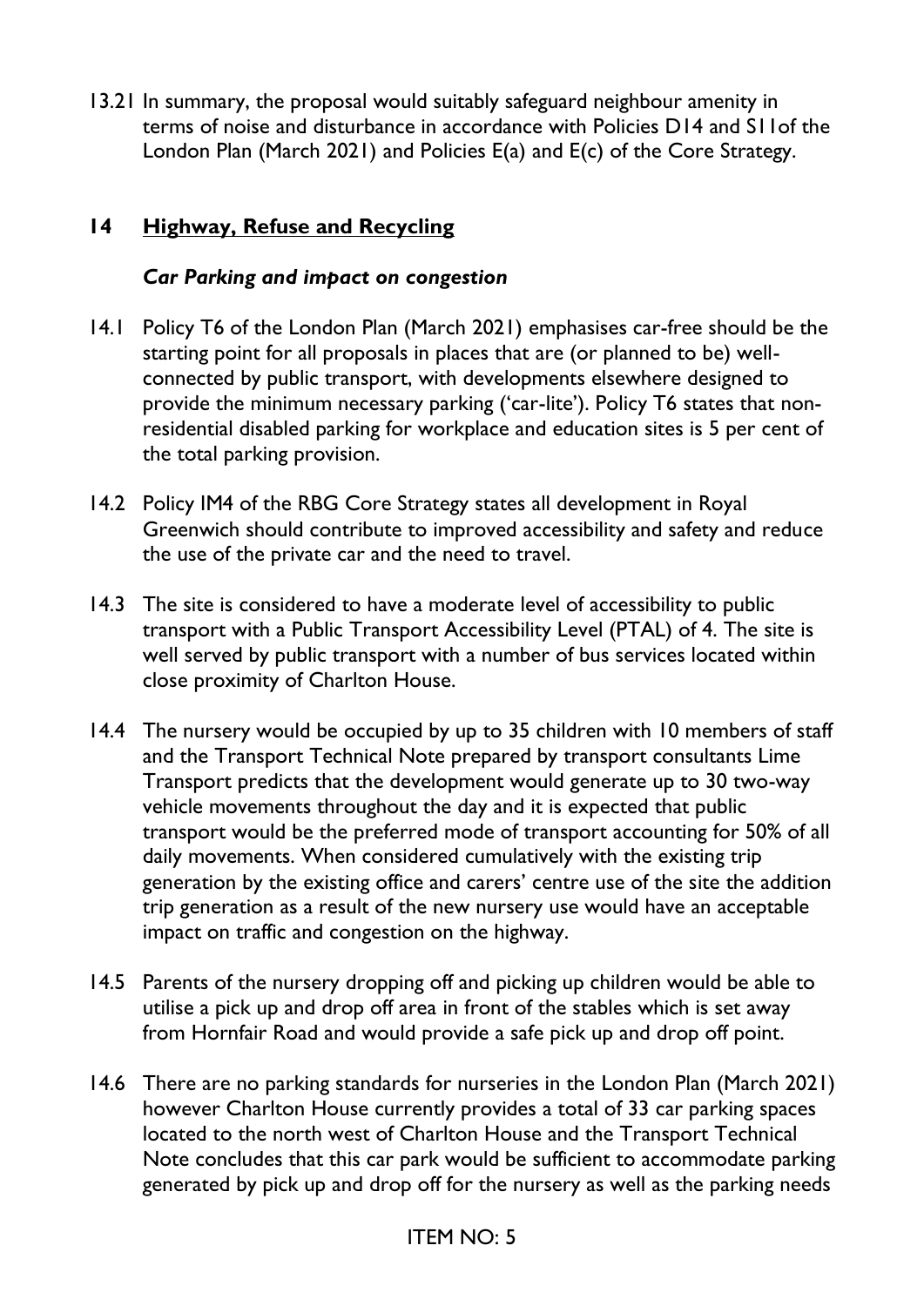13.21 In summary, the proposal would suitably safeguard neighbour amenity in terms of noise and disturbance in accordance with Policies D14 and SI1of the London Plan (March 2021) and Policies E(a) and E(c) of the Core Strategy.

## 14 <u>Highway, Refuse and Recycling</u>

### *Car Parking and impact on congestion*

14.1 Policy T6 of the London Plan (March 2021) emphasises car-free should be the starting point for all proposals in places that are (or planned to be) well-connected by public transport, with developments elsewhere designed to provide the minimum necessary parking ('car-lite'). Policy T6 states that non-residential disabled parking for workplace and education sites is 5 per cent of the total parking provision.

14.2 Policy IM4 of the RBG Core Strategy states all development in Royal Greenwich should contribute to improved accessibility and safety and reduce the use of the private car and the need to travel.

14.3 The site is considered to have a moderate level of accessibility to public transport with a Public Transport Accessibility Level (PTAL) of 4. The site is well served by public transport with a number of bus services located within close proximity of Charlton House.

14.4 The nursery would be occupied by up to 35 children with 10 members of staff and the Transport Technical Note prepared by transport consultants Lime Transport predicts that the development would generate up to 30 two-way vehicle movements throughout the day and it is expected that public transport would be the preferred mode of transport accounting for 50% of all daily movements. When considered cumulatively with the existing trip generation by the existing office and carers' centre use of the site the addition trip generation as a result of the new nursery use would have an acceptable impact on traffic and congestion on the highway.

14.5 Parents of the nursery dropping off and picking up children would be able to utilise a pick up and drop off area in front of the stables which is set away from Hornfair Road and would provide a safe pick up and drop off point.

14.6 There are no parking standards for nurseries in the London Plan (March 2021) however Charlton House currently provides a total of 33 car parking spaces located to the north west of Charlton House and the Transport Technical Note concludes that this car park would be sufficient to accommodate parking generated by pick up and drop off for the nursery as well as the parking needs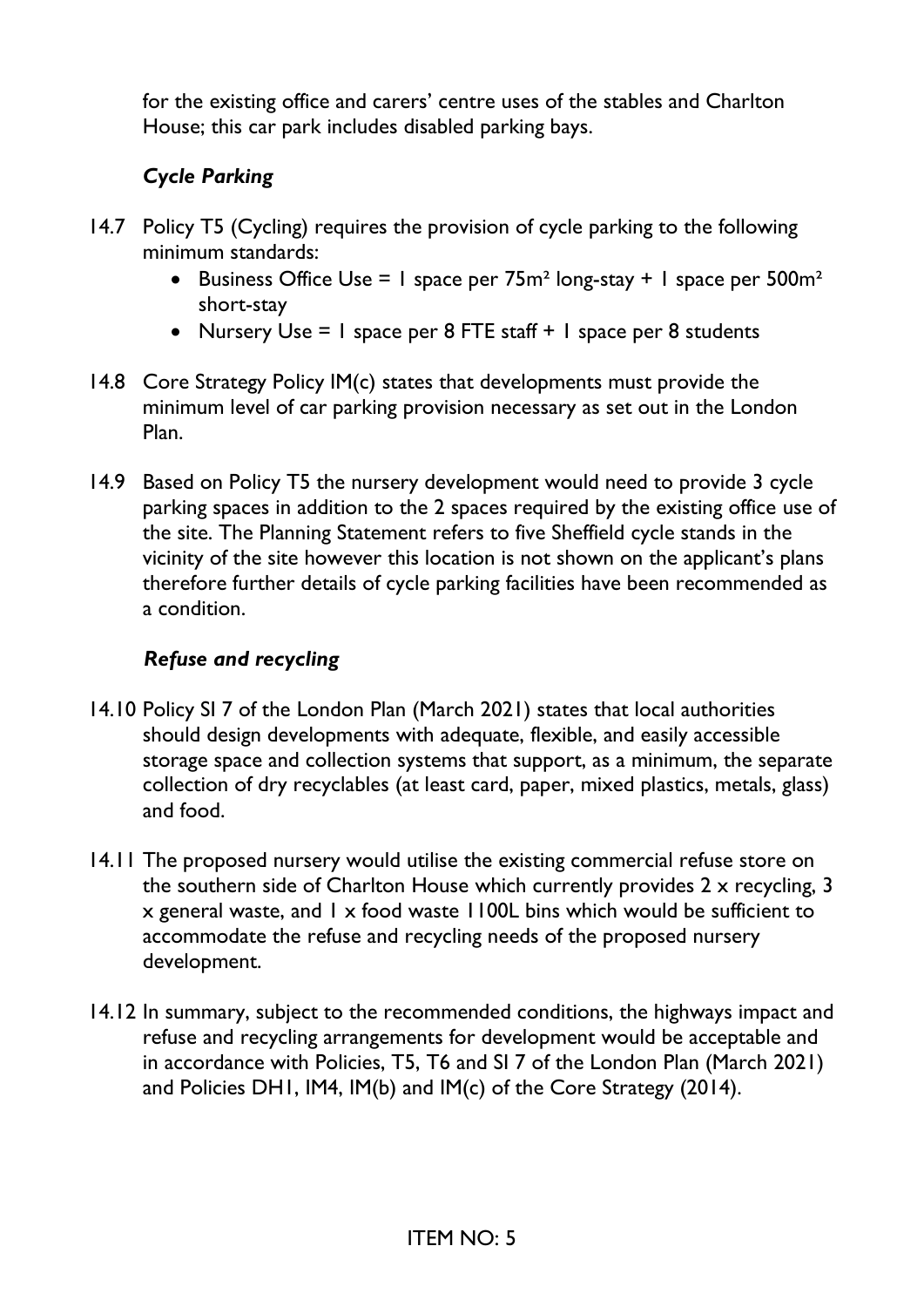for the existing office and carers' centre uses of the stables and Charlton House; this car park includes disabled parking bays.

### *Cycle Parking*

14.7 Policy T5 (Cycling) requires the provision of cycle parking to the following minimum standards:

- Business Office Use = 1 space per 75m² long-stay + 1 space per 500m² short-stay
- Nursery Use = 1 space per 8 FTE staff + 1 space per 8 students

14.8 Core Strategy Policy IM(c) states that developments must provide the minimum level of car parking provision necessary as set out in the London Plan.

14.9 Based on Policy T5 the nursery development would need to provide 3 cycle parking spaces in addition to the 2 spaces required by the existing office use of the site. The Planning Statement refers to five Sheffield cycle stands in the vicinity of the site however this location is not shown on the applicant's plans therefore further details of cycle parking facilities have been recommended as a condition.

### *Refuse and recycling*

14.10 Policy SI 7 of the London Plan (March 2021) states that local authorities should design developments with adequate, flexible, and easily accessible storage space and collection systems that support, as a minimum, the separate collection of dry recyclables (at least card, paper, mixed plastics, metals, glass) and food.

14.11 The proposed nursery would utilise the existing commercial refuse store on the southern side of Charlton House which currently provides 2 x recycling, 3 x general waste, and 1 x food waste 1100L bins which would be sufficient to accommodate the refuse and recycling needs of the proposed nursery development.

14.12 In summary, subject to the recommended conditions, the highways impact and refuse and recycling arrangements for development would be acceptable and in accordance with Policies, T5, T6 and SI 7 of the London Plan (March 2021) and Policies DH1, IM4, IM(b) and IM(c) of the Core Strategy (2014).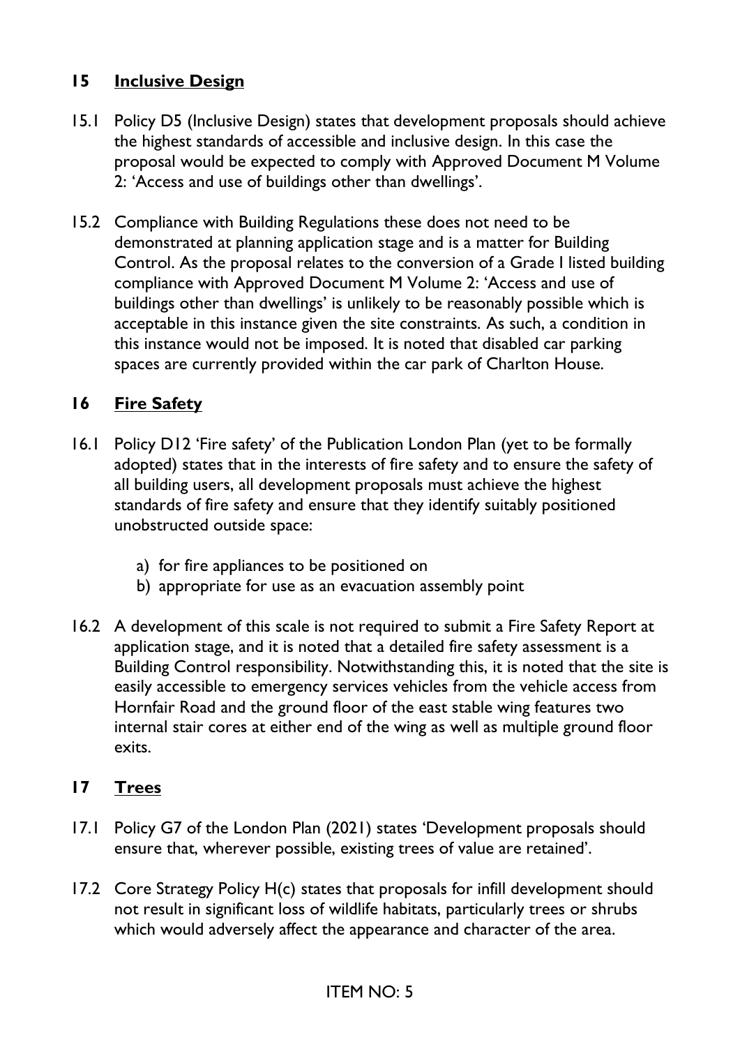## 15 Inclusive Design

15.1 Policy D5 (Inclusive Design) states that development proposals should achieve the highest standards of accessible and inclusive design. In this case the proposal would be expected to comply with Approved Document M Volume 2: 'Access and use of buildings other than dwellings'.

15.2 Compliance with Building Regulations these does not need to be demonstrated at planning application stage and is a matter for Building Control. As the proposal relates to the conversion of a Grade I listed building compliance with Approved Document M Volume 2: 'Access and use of buildings other than dwellings' is unlikely to be reasonably possible which is acceptable in this instance given the site constraints. As such, a condition in this instance would not be imposed. It is noted that disabled car parking spaces are currently provided within the car park of Charlton House.

## 16 Fire Safety

16.1 Policy D12 'Fire safety' of the Publication London Plan (yet to be formally adopted) states that in the interests of fire safety and to ensure the safety of all building users, all development proposals must achieve the highest standards of fire safety and ensure that they identify suitably positioned unobstructed outside space:

a) for fire appliances to be positioned on
b) appropriate for use as an evacuation assembly point

16.2 A development of this scale is not required to submit a Fire Safety Report at application stage, and it is noted that a detailed fire safety assessment is a Building Control responsibility. Notwithstanding this, it is noted that the site is easily accessible to emergency services vehicles from the vehicle access from Hornfair Road and the ground floor of the east stable wing features two internal stair cores at either end of the wing as well as multiple ground floor exits.

## 17 Trees

17.1 Policy G7 of the London Plan (2021) states 'Development proposals should ensure that, wherever possible, existing trees of value are retained'.

17.2 Core Strategy Policy H(c) states that proposals for infill development should not result in significant loss of wildlife habitats, particularly trees or shrubs which would adversely affect the appearance and character of the area.

ITEM NO: 5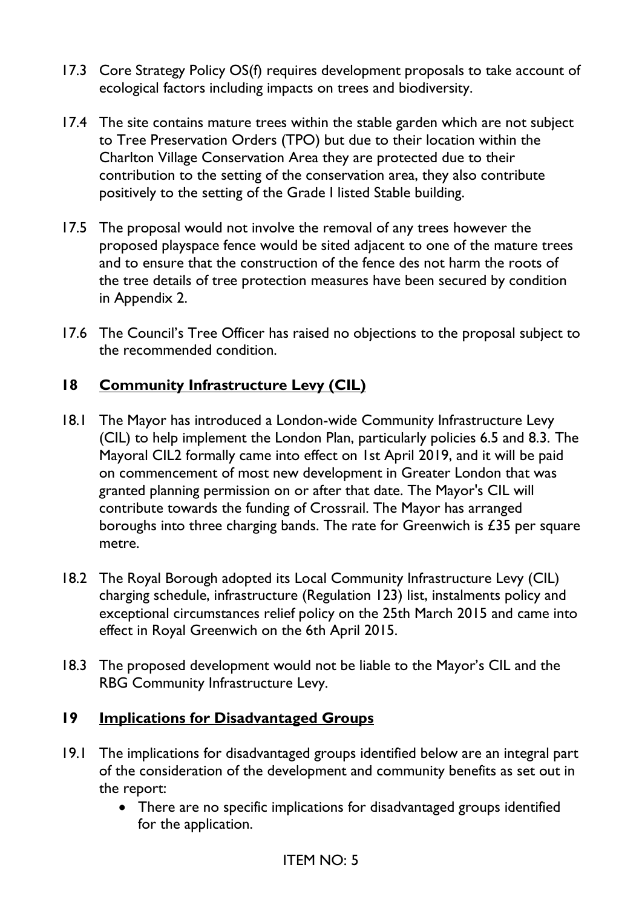17.3 Core Strategy Policy OS(f) requires development proposals to take account of ecological factors including impacts on trees and biodiversity.

17.4 The site contains mature trees within the stable garden which are not subject to Tree Preservation Orders (TPO) but due to their location within the Charlton Village Conservation Area they are protected due to their contribution to the setting of the conservation area, they also contribute positively to the setting of the Grade I listed Stable building.

17.5 The proposal would not involve the removal of any trees however the proposed playspace fence would be sited adjacent to one of the mature trees and to ensure that the construction of the fence des not harm the roots of the tree details of tree protection measures have been secured by condition in Appendix 2.

17.6 The Council's Tree Officer has raised no objections to the proposal subject to the recommended condition.

## 18 Community Infrastructure Levy (CIL)

18.1 The Mayor has introduced a London-wide Community Infrastructure Levy (CIL) to help implement the London Plan, particularly policies 6.5 and 8.3. The Mayoral CIL2 formally came into effect on 1st April 2019, and it will be paid on commencement of most new development in Greater London that was granted planning permission on or after that date. The Mayor's CIL will contribute towards the funding of Crossrail. The Mayor has arranged boroughs into three charging bands. The rate for Greenwich is £35 per square metre.

18.2 The Royal Borough adopted its Local Community Infrastructure Levy (CIL) charging schedule, infrastructure (Regulation 123) list, instalments policy and exceptional circumstances relief policy on the 25th March 2015 and came into effect in Royal Greenwich on the 6th April 2015.

18.3 The proposed development would not be liable to the Mayor's CIL and the RBG Community Infrastructure Levy.

## 19 Implications for Disadvantaged Groups

19.1 The implications for disadvantaged groups identified below are an integral part of the consideration of the development and community benefits as set out in the report:

- There are no specific implications for disadvantaged groups identified for the application.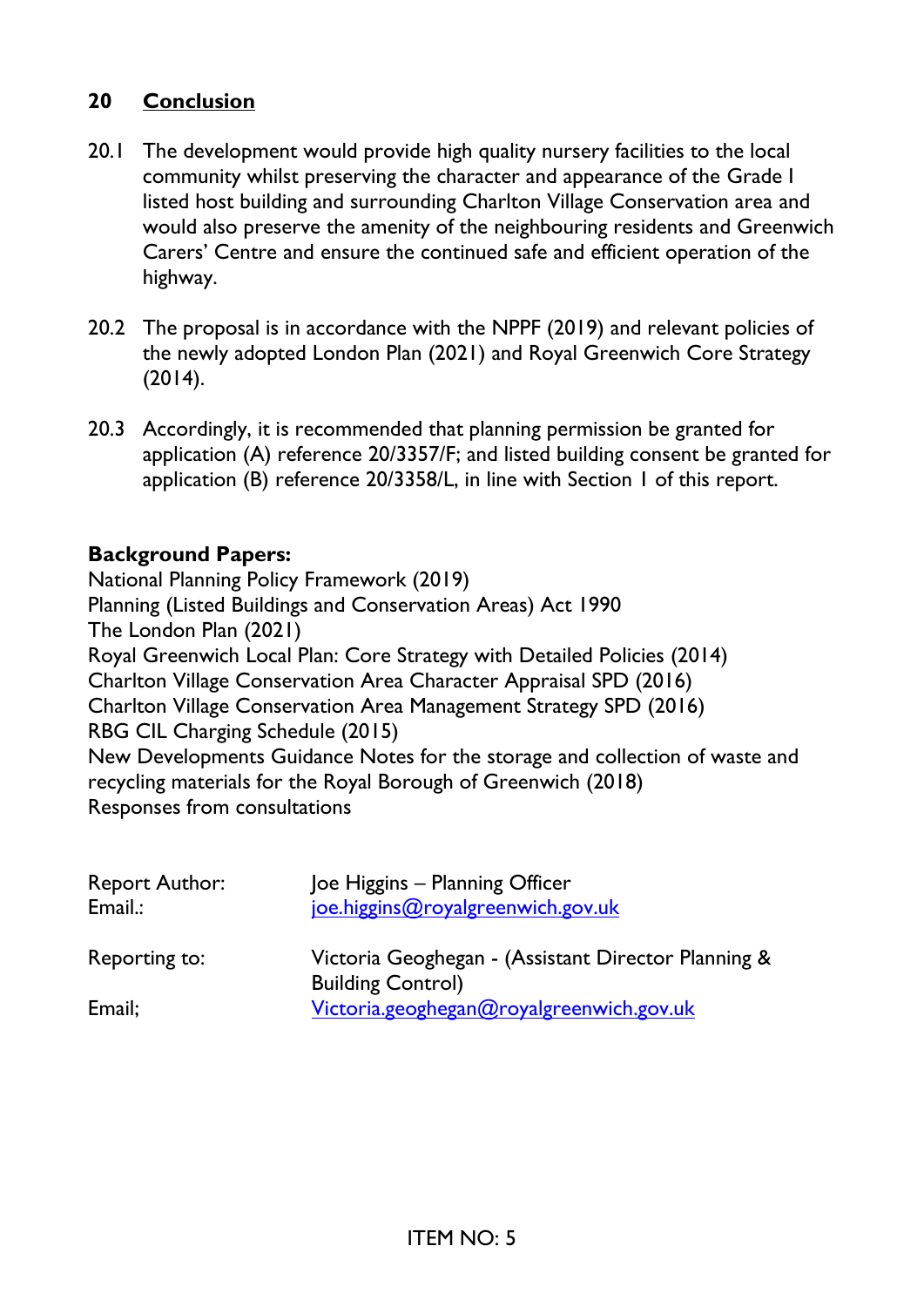## 20 Conclusion

20.1 The development would provide high quality nursery facilities to the local community whilst preserving the character and appearance of the Grade I listed host building and surrounding Charlton Village Conservation area and would also preserve the amenity of the neighbouring residents and Greenwich Carers' Centre and ensure the continued safe and efficient operation of the highway.

20.2 The proposal is in accordance with the NPPF (2019) and relevant policies of the newly adopted London Plan (2021) and Royal Greenwich Core Strategy (2014).

20.3 Accordingly, it is recommended that planning permission be granted for application (A) reference 20/3357/F; and listed building consent be granted for application (B) reference 20/3358/L, in line with Section 1 of this report.

**Background Papers:**

National Planning Policy Framework (2019)
Planning (Listed Buildings and Conservation Areas) Act 1990
The London Plan (2021)
Royal Greenwich Local Plan: Core Strategy with Detailed Policies (2014)
Charlton Village Conservation Area Character Appraisal SPD (2016)
Charlton Village Conservation Area Management Strategy SPD (2016)
RBG CIL Charging Schedule (2015)
New Developments Guidance Notes for the storage and collection of waste and recycling materials for the Royal Borough of Greenwich (2018)
Responses from consultations

| | |
|---|---|
| Report Author: | Joe Higgins – Planning Officer |
| Email.: | joe.higgins@royalgreenwich.gov.uk |
| Reporting to: | Victoria Geoghegan - (Assistant Director Planning & Building Control) |
| Email; | Victoria.geoghegan@royalgreenwich.gov.uk |

ITEM NO: 5